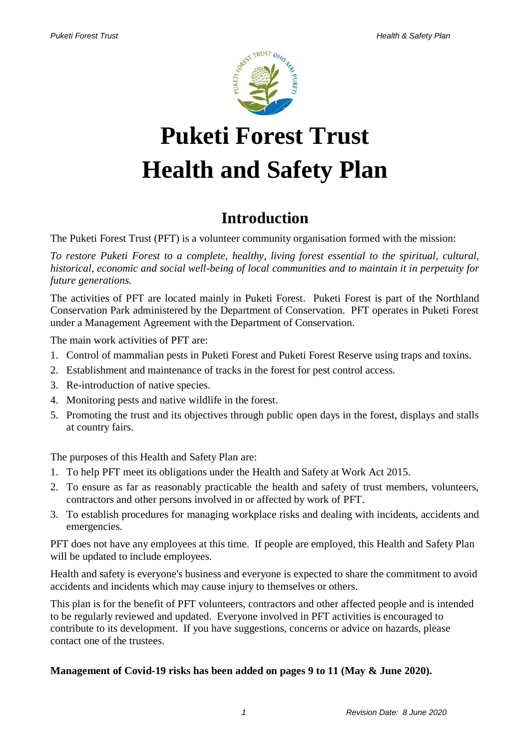# Puketi Forest Trust
# Health and Safety Plan

## Introduction

The Puketi Forest Trust (PFT) is a volunteer community organisation formed with the mission:

*To restore Puketi Forest to a complete, healthy, living forest essential to the spiritual, cultural, historical, economic and social well-being of local communities and to maintain it in perpetuity for future generations.*

The activities of PFT are located mainly in Puketi Forest. Puketi Forest is part of the Northland Conservation Park administered by the Department of Conservation. PFT operates in Puketi Forest under a Management Agreement with the Department of Conservation.

The main work activities of PFT are:

1. Control of mammalian pests in Puketi Forest and Puketi Forest Reserve using traps and toxins.
2. Establishment and maintenance of tracks in the forest for pest control access.
3. Re-introduction of native species.
4. Monitoring pests and native wildlife in the forest.
5. Promoting the trust and its objectives through public open days in the forest, displays and stalls at country fairs.

The purposes of this Health and Safety Plan are:

1. To help PFT meet its obligations under the Health and Safety at Work Act 2015.
2. To ensure as far as reasonably practicable the health and safety of trust members, volunteers, contractors and other persons involved in or affected by work of PFT.
3. To establish procedures for managing workplace risks and dealing with incidents, accidents and emergencies.

PFT does not have any employees at this time. If people are employed, this Health and Safety Plan will be updated to include employees.

Health and safety is everyone's business and everyone is expected to share the commitment to avoid accidents and incidents which may cause injury to themselves or others.

This plan is for the benefit of PFT volunteers, contractors and other affected people and is intended to be regularly reviewed and updated. Everyone involved in PFT activities is encouraged to contribute to its development. If you have suggestions, concerns or advice on hazards, please contact one of the trustees.

**Management of Covid-19 risks has been added on pages 9 to 11 (May & June 2020).**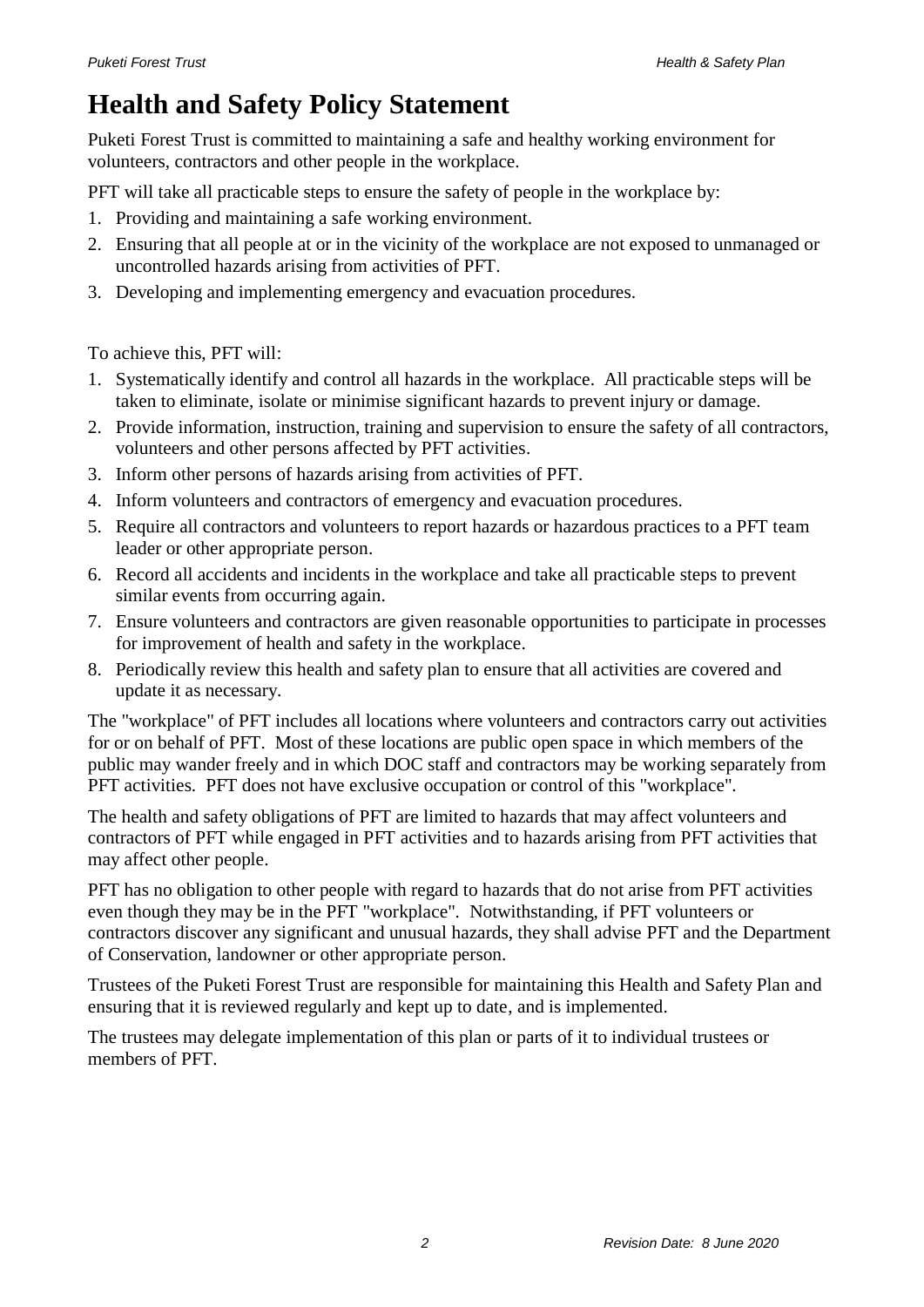# Health and Safety Policy Statement

Puketi Forest Trust is committed to maintaining a safe and healthy working environment for volunteers, contractors and other people in the workplace.

PFT will take all practicable steps to ensure the safety of people in the workplace by:

1. Providing and maintaining a safe working environment.
2. Ensuring that all people at or in the vicinity of the workplace are not exposed to unmanaged or uncontrolled hazards arising from activities of PFT.
3. Developing and implementing emergency and evacuation procedures.

To achieve this, PFT will:

1. Systematically identify and control all hazards in the workplace. All practicable steps will be taken to eliminate, isolate or minimise significant hazards to prevent injury or damage.
2. Provide information, instruction, training and supervision to ensure the safety of all contractors, volunteers and other persons affected by PFT activities.
3. Inform other persons of hazards arising from activities of PFT.
4. Inform volunteers and contractors of emergency and evacuation procedures.
5. Require all contractors and volunteers to report hazards or hazardous practices to a PFT team leader or other appropriate person.
6. Record all accidents and incidents in the workplace and take all practicable steps to prevent similar events from occurring again.
7. Ensure volunteers and contractors are given reasonable opportunities to participate in processes for improvement of health and safety in the workplace.
8. Periodically review this health and safety plan to ensure that all activities are covered and update it as necessary.

The "workplace" of PFT includes all locations where volunteers and contractors carry out activities for or on behalf of PFT. Most of these locations are public open space in which members of the public may wander freely and in which DOC staff and contractors may be working separately from PFT activities. PFT does not have exclusive occupation or control of this "workplace".

The health and safety obligations of PFT are limited to hazards that may affect volunteers and contractors of PFT while engaged in PFT activities and to hazards arising from PFT activities that may affect other people.

PFT has no obligation to other people with regard to hazards that do not arise from PFT activities even though they may be in the PFT "workplace". Notwithstanding, if PFT volunteers or contractors discover any significant and unusual hazards, they shall advise PFT and the Department of Conservation, landowner or other appropriate person.

Trustees of the Puketi Forest Trust are responsible for maintaining this Health and Safety Plan and ensuring that it is reviewed regularly and kept up to date, and is implemented.

The trustees may delegate implementation of this plan or parts of it to individual trustees or members of PFT.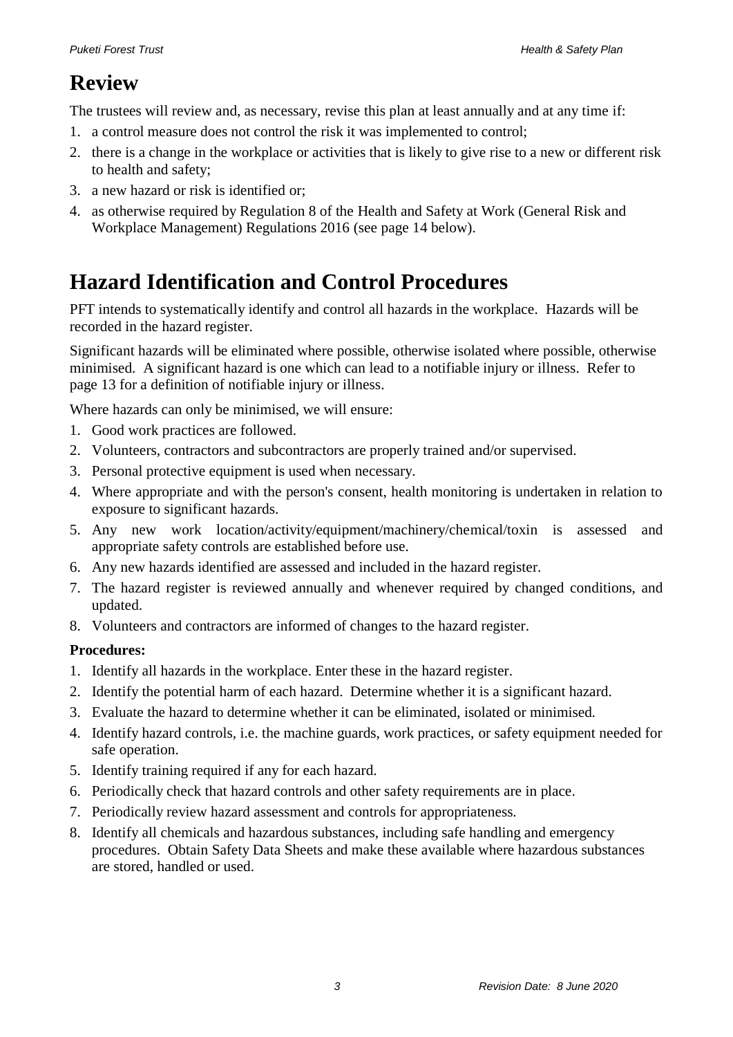# Review

The trustees will review and, as necessary, revise this plan at least annually and at any time if:

1. a control measure does not control the risk it was implemented to control;
2. there is a change in the workplace or activities that is likely to give rise to a new or different risk to health and safety;
3. a new hazard or risk is identified or;
4. as otherwise required by Regulation 8 of the Health and Safety at Work (General Risk and Workplace Management) Regulations 2016 (see page 14 below).

# Hazard Identification and Control Procedures

PFT intends to systematically identify and control all hazards in the workplace. Hazards will be recorded in the hazard register.

Significant hazards will be eliminated where possible, otherwise isolated where possible, otherwise minimised. A significant hazard is one which can lead to a notifiable injury or illness. Refer to page 13 for a definition of notifiable injury or illness.

Where hazards can only be minimised, we will ensure:

1. Good work practices are followed.
2. Volunteers, contractors and subcontractors are properly trained and/or supervised.
3. Personal protective equipment is used when necessary.
4. Where appropriate and with the person's consent, health monitoring is undertaken in relation to exposure to significant hazards.
5. Any new work location/activity/equipment/machinery/chemical/toxin is assessed and appropriate safety controls are established before use.
6. Any new hazards identified are assessed and included in the hazard register.
7. The hazard register is reviewed annually and whenever required by changed conditions, and updated.
8. Volunteers and contractors are informed of changes to the hazard register.

**Procedures:**

1. Identify all hazards in the workplace. Enter these in the hazard register.
2. Identify the potential harm of each hazard. Determine whether it is a significant hazard.
3. Evaluate the hazard to determine whether it can be eliminated, isolated or minimised.
4. Identify hazard controls, i.e. the machine guards, work practices, or safety equipment needed for safe operation.
5. Identify training required if any for each hazard.
6. Periodically check that hazard controls and other safety requirements are in place.
7. Periodically review hazard assessment and controls for appropriateness.
8. Identify all chemicals and hazardous substances, including safe handling and emergency procedures. Obtain Safety Data Sheets and make these available where hazardous substances are stored, handled or used.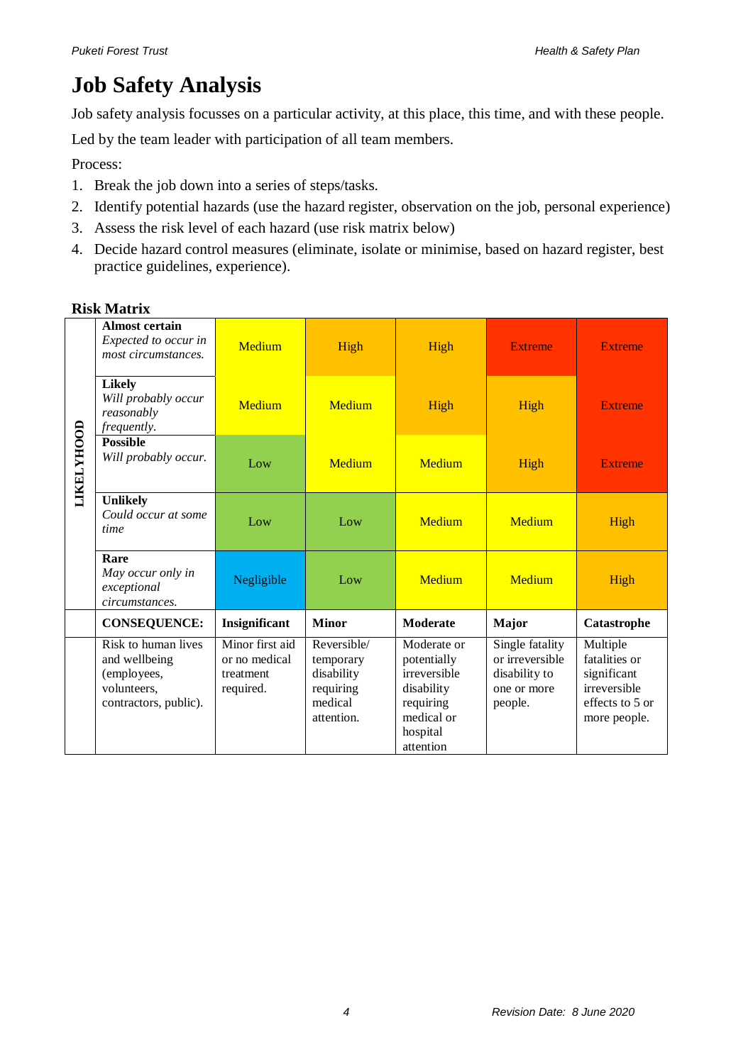# Job Safety Analysis

Job safety analysis focusses on a particular activity, at this place, this time, and with these people.

Led by the team leader with participation of all team members.

Process:

1. Break the job down into a series of steps/tasks.
2. Identify potential hazards (use the hazard register, observation on the job, personal experience)
3. Assess the risk level of each hazard (use risk matrix below)
4. Decide hazard control measures (eliminate, isolate or minimise, based on hazard register, best practice guidelines, experience).

## Risk Matrix

| | | | | | | |
|---|---|---|---|---|---|---|
| LIKELYHOOD | **Almost certain** *Expected to occur in most circumstances.* | Medium | High | High | Extreme | Extreme |
| | **Likely** *Will probably occur reasonably frequently.* | Medium | Medium | High | High | Extreme |
| | **Possible** *Will probably occur.* | Low | Medium | Medium | High | Extreme |
| | **Unlikely** *Could occur at some time* | Low | Low | Medium | Medium | High |
| | **Rare** *May occur only in exceptional circumstances.* | Negligible | Low | Medium | Medium | High |
| | **CONSEQUENCE:** | **Insignificant** | **Minor** | **Moderate** | **Major** | **Catastrophe** |
| | Risk to human lives and wellbeing (employees, volunteers, contractors, public). | Minor first aid or no medical treatment required. | Reversible/ temporary disability requiring medical attention. | Moderate or potentially irreversible disability requiring medical or hospital attention | Single fatality or irreversible disability to one or more people. | Multiple fatalities or significant irreversible effects to 5 or more people. |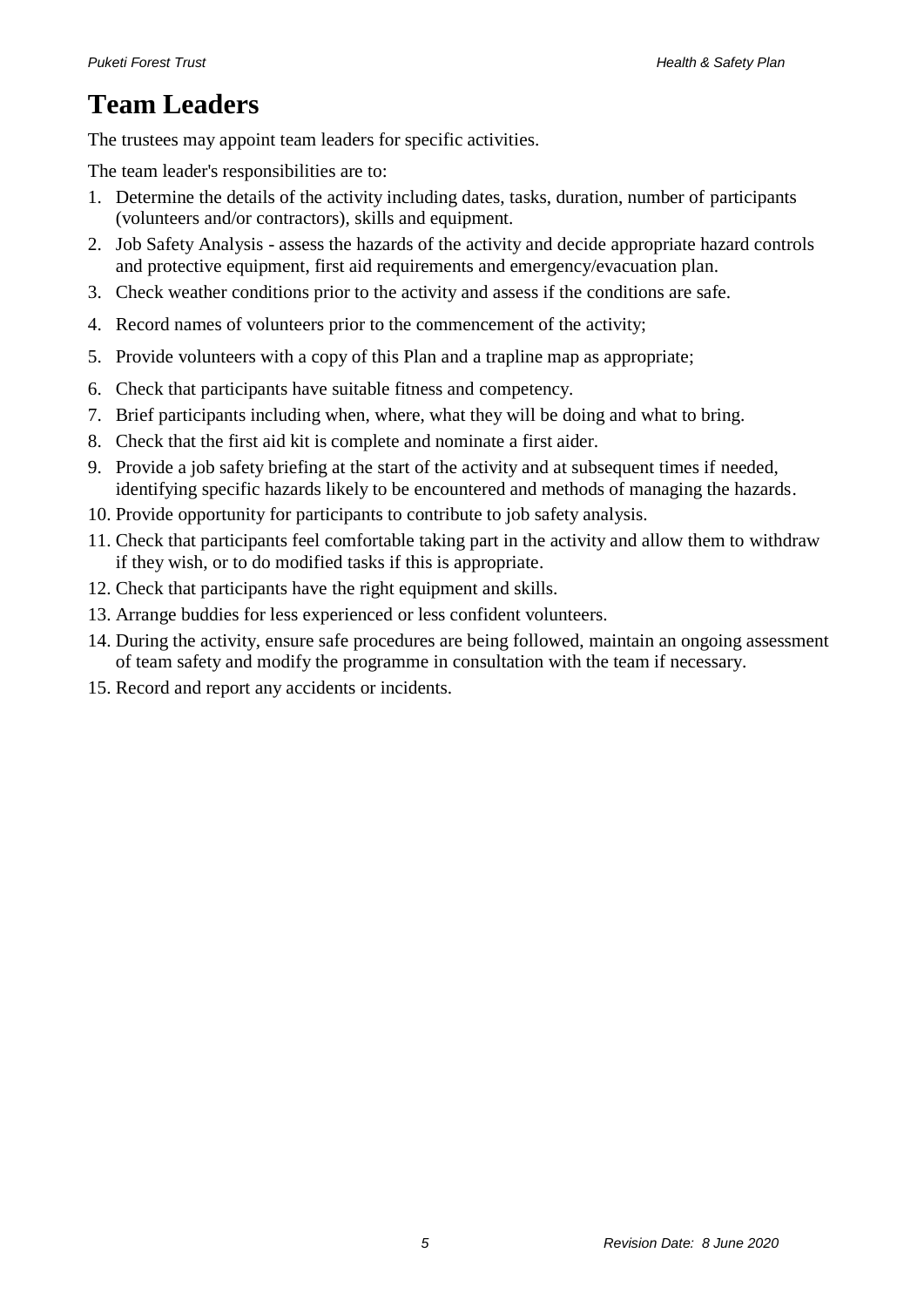# Team Leaders

The trustees may appoint team leaders for specific activities.

The team leader's responsibilities are to:

1. Determine the details of the activity including dates, tasks, duration, number of participants (volunteers and/or contractors), skills and equipment.
2. Job Safety Analysis - assess the hazards of the activity and decide appropriate hazard controls and protective equipment, first aid requirements and emergency/evacuation plan.
3. Check weather conditions prior to the activity and assess if the conditions are safe.
4. Record names of volunteers prior to the commencement of the activity;
5. Provide volunteers with a copy of this Plan and a trapline map as appropriate;
6. Check that participants have suitable fitness and competency.
7. Brief participants including when, where, what they will be doing and what to bring.
8. Check that the first aid kit is complete and nominate a first aider.
9. Provide a job safety briefing at the start of the activity and at subsequent times if needed, identifying specific hazards likely to be encountered and methods of managing the hazards.
10. Provide opportunity for participants to contribute to job safety analysis.
11. Check that participants feel comfortable taking part in the activity and allow them to withdraw if they wish, or to do modified tasks if this is appropriate.
12. Check that participants have the right equipment and skills.
13. Arrange buddies for less experienced or less confident volunteers.
14. During the activity, ensure safe procedures are being followed, maintain an ongoing assessment of team safety and modify the programme in consultation with the team if necessary.
15. Record and report any accidents or incidents.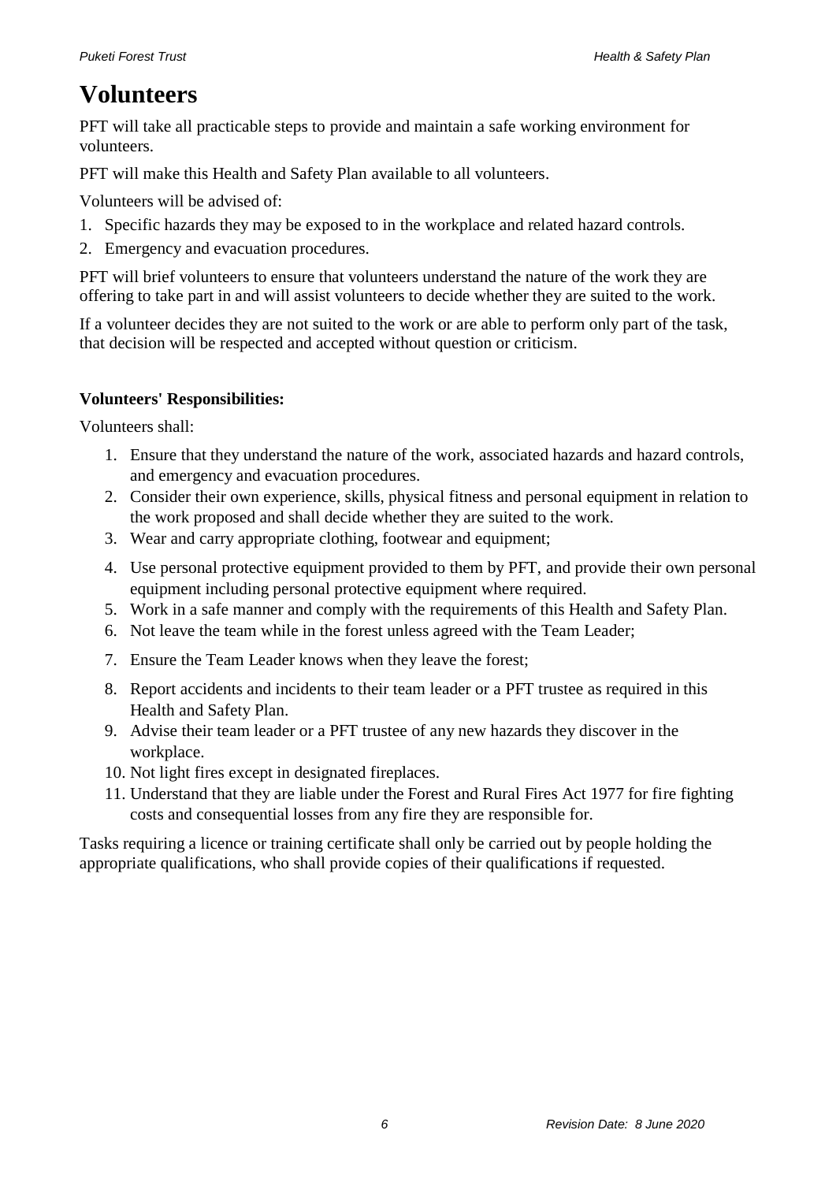# Volunteers

PFT will take all practicable steps to provide and maintain a safe working environment for volunteers.

PFT will make this Health and Safety Plan available to all volunteers.

Volunteers will be advised of:

1. Specific hazards they may be exposed to in the workplace and related hazard controls.
2. Emergency and evacuation procedures.

PFT will brief volunteers to ensure that volunteers understand the nature of the work they are offering to take part in and will assist volunteers to decide whether they are suited to the work.

If a volunteer decides they are not suited to the work or are able to perform only part of the task, that decision will be respected and accepted without question or criticism.

**Volunteers' Responsibilities:**

Volunteers shall:

1. Ensure that they understand the nature of the work, associated hazards and hazard controls, and emergency and evacuation procedures.
2. Consider their own experience, skills, physical fitness and personal equipment in relation to the work proposed and shall decide whether they are suited to the work.
3. Wear and carry appropriate clothing, footwear and equipment;
4. Use personal protective equipment provided to them by PFT, and provide their own personal equipment including personal protective equipment where required.
5. Work in a safe manner and comply with the requirements of this Health and Safety Plan.
6. Not leave the team while in the forest unless agreed with the Team Leader;
7. Ensure the Team Leader knows when they leave the forest;
8. Report accidents and incidents to their team leader or a PFT trustee as required in this Health and Safety Plan.
9. Advise their team leader or a PFT trustee of any new hazards they discover in the workplace.
10. Not light fires except in designated fireplaces.
11. Understand that they are liable under the Forest and Rural Fires Act 1977 for fire fighting costs and consequential losses from any fire they are responsible for.

Tasks requiring a licence or training certificate shall only be carried out by people holding the appropriate qualifications, who shall provide copies of their qualifications if requested.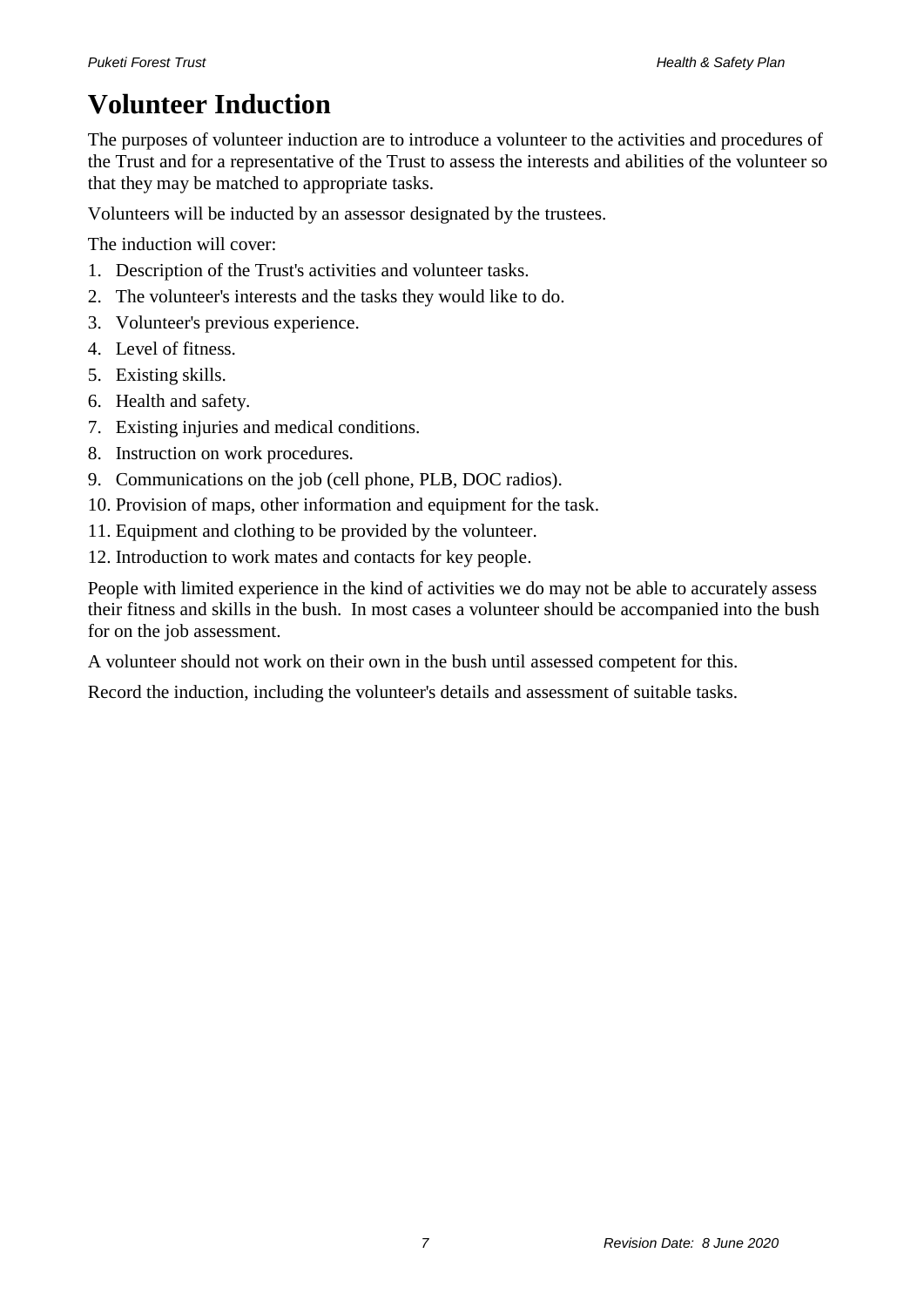# Volunteer Induction

The purposes of volunteer induction are to introduce a volunteer to the activities and procedures of the Trust and for a representative of the Trust to assess the interests and abilities of the volunteer so that they may be matched to appropriate tasks.

Volunteers will be inducted by an assessor designated by the trustees.

The induction will cover:

1. Description of the Trust's activities and volunteer tasks.
2. The volunteer's interests and the tasks they would like to do.
3. Volunteer's previous experience.
4. Level of fitness.
5. Existing skills.
6. Health and safety.
7. Existing injuries and medical conditions.
8. Instruction on work procedures.
9. Communications on the job (cell phone, PLB, DOC radios).
10. Provision of maps, other information and equipment for the task.
11. Equipment and clothing to be provided by the volunteer.
12. Introduction to work mates and contacts for key people.

People with limited experience in the kind of activities we do may not be able to accurately assess their fitness and skills in the bush. In most cases a volunteer should be accompanied into the bush for on the job assessment.

A volunteer should not work on their own in the bush until assessed competent for this.

Record the induction, including the volunteer's details and assessment of suitable tasks.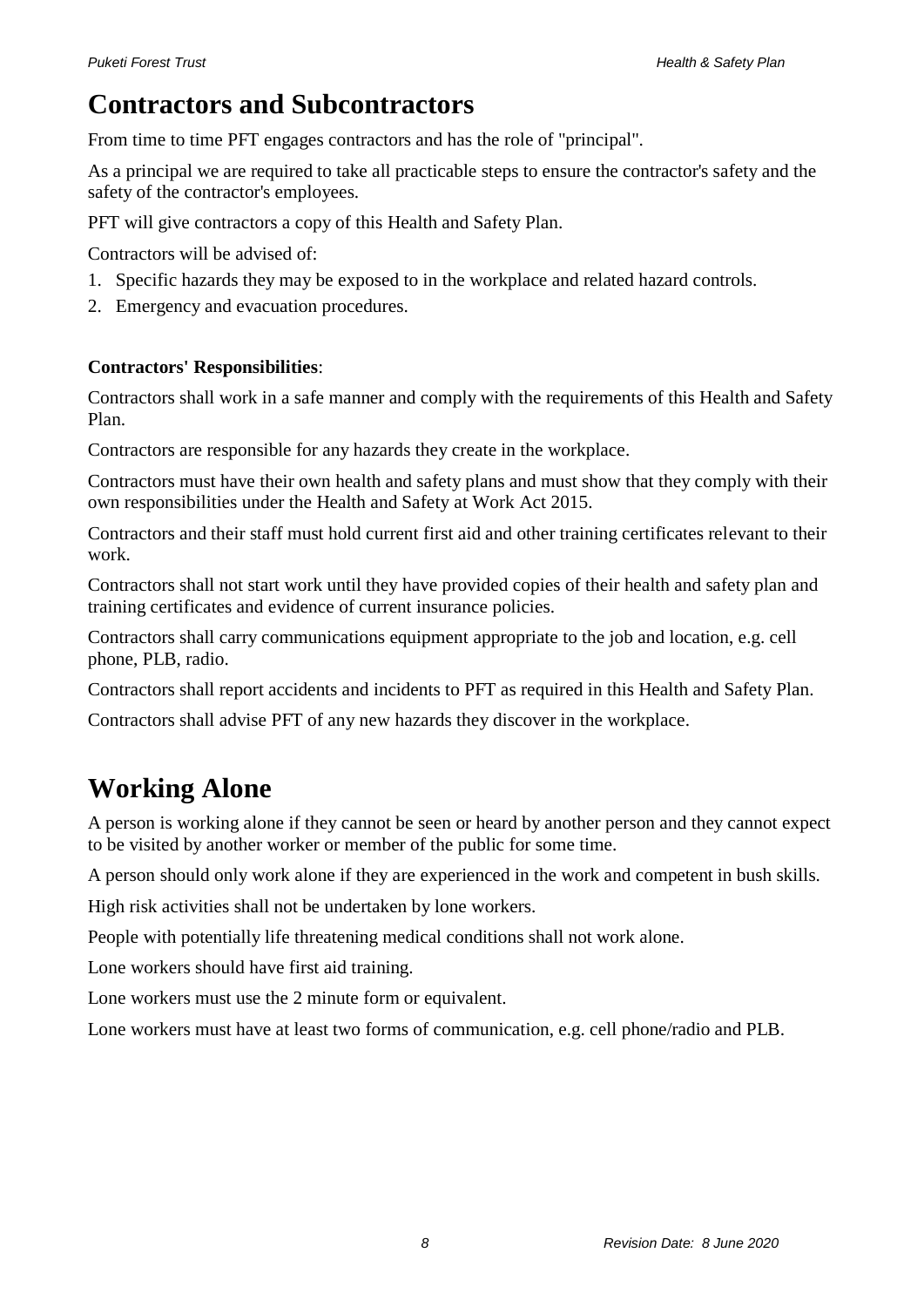# Contractors and Subcontractors

From time to time PFT engages contractors and has the role of "principal".

As a principal we are required to take all practicable steps to ensure the contractor's safety and the safety of the contractor's employees.

PFT will give contractors a copy of this Health and Safety Plan.

Contractors will be advised of:

1. Specific hazards they may be exposed to in the workplace and related hazard controls.
2. Emergency and evacuation procedures.

**Contractors' Responsibilities**:

Contractors shall work in a safe manner and comply with the requirements of this Health and Safety Plan.

Contractors are responsible for any hazards they create in the workplace.

Contractors must have their own health and safety plans and must show that they comply with their own responsibilities under the Health and Safety at Work Act 2015.

Contractors and their staff must hold current first aid and other training certificates relevant to their work.

Contractors shall not start work until they have provided copies of their health and safety plan and training certificates and evidence of current insurance policies.

Contractors shall carry communications equipment appropriate to the job and location, e.g. cell phone, PLB, radio.

Contractors shall report accidents and incidents to PFT as required in this Health and Safety Plan.

Contractors shall advise PFT of any new hazards they discover in the workplace.

# Working Alone

A person is working alone if they cannot be seen or heard by another person and they cannot expect to be visited by another worker or member of the public for some time.

A person should only work alone if they are experienced in the work and competent in bush skills.

High risk activities shall not be undertaken by lone workers.

People with potentially life threatening medical conditions shall not work alone.

Lone workers should have first aid training.

Lone workers must use the 2 minute form or equivalent.

Lone workers must have at least two forms of communication, e.g. cell phone/radio and PLB.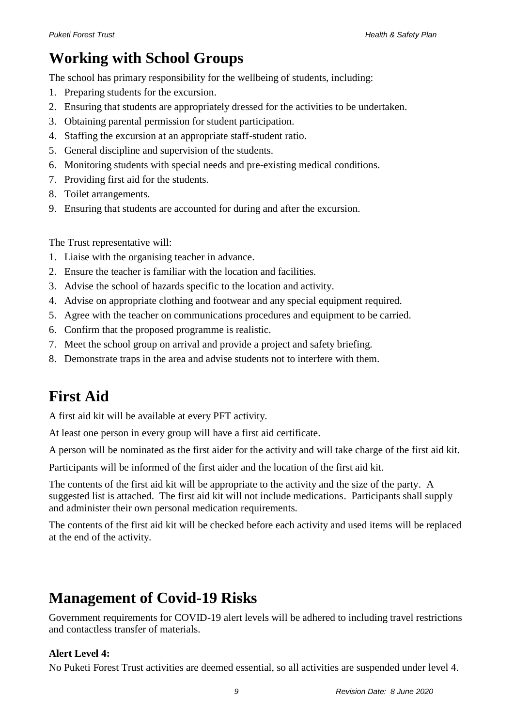## Working with School Groups

The school has primary responsibility for the wellbeing of students, including:

1. Preparing students for the excursion.
2. Ensuring that students are appropriately dressed for the activities to be undertaken.
3. Obtaining parental permission for student participation.
4. Staffing the excursion at an appropriate staff-student ratio.
5. General discipline and supervision of the students.
6. Monitoring students with special needs and pre-existing medical conditions.
7. Providing first aid for the students.
8. Toilet arrangements.
9. Ensuring that students are accounted for during and after the excursion.

The Trust representative will:

1. Liaise with the organising teacher in advance.
2. Ensure the teacher is familiar with the location and facilities.
3. Advise the school of hazards specific to the location and activity.
4. Advise on appropriate clothing and footwear and any special equipment required.
5. Agree with the teacher on communications procedures and equipment to be carried.
6. Confirm that the proposed programme is realistic.
7. Meet the school group on arrival and provide a project and safety briefing.
8. Demonstrate traps in the area and advise students not to interfere with them.

## First Aid

A first aid kit will be available at every PFT activity.

At least one person in every group will have a first aid certificate.

A person will be nominated as the first aider for the activity and will take charge of the first aid kit.

Participants will be informed of the first aider and the location of the first aid kit.

The contents of the first aid kit will be appropriate to the activity and the size of the party. A suggested list is attached. The first aid kit will not include medications. Participants shall supply and administer their own personal medication requirements.

The contents of the first aid kit will be checked before each activity and used items will be replaced at the end of the activity.

## Management of Covid-19 Risks

Government requirements for COVID-19 alert levels will be adhered to including travel restrictions and contactless transfer of materials.

**Alert Level 4:**
No Puketi Forest Trust activities are deemed essential, so all activities are suspended under level 4.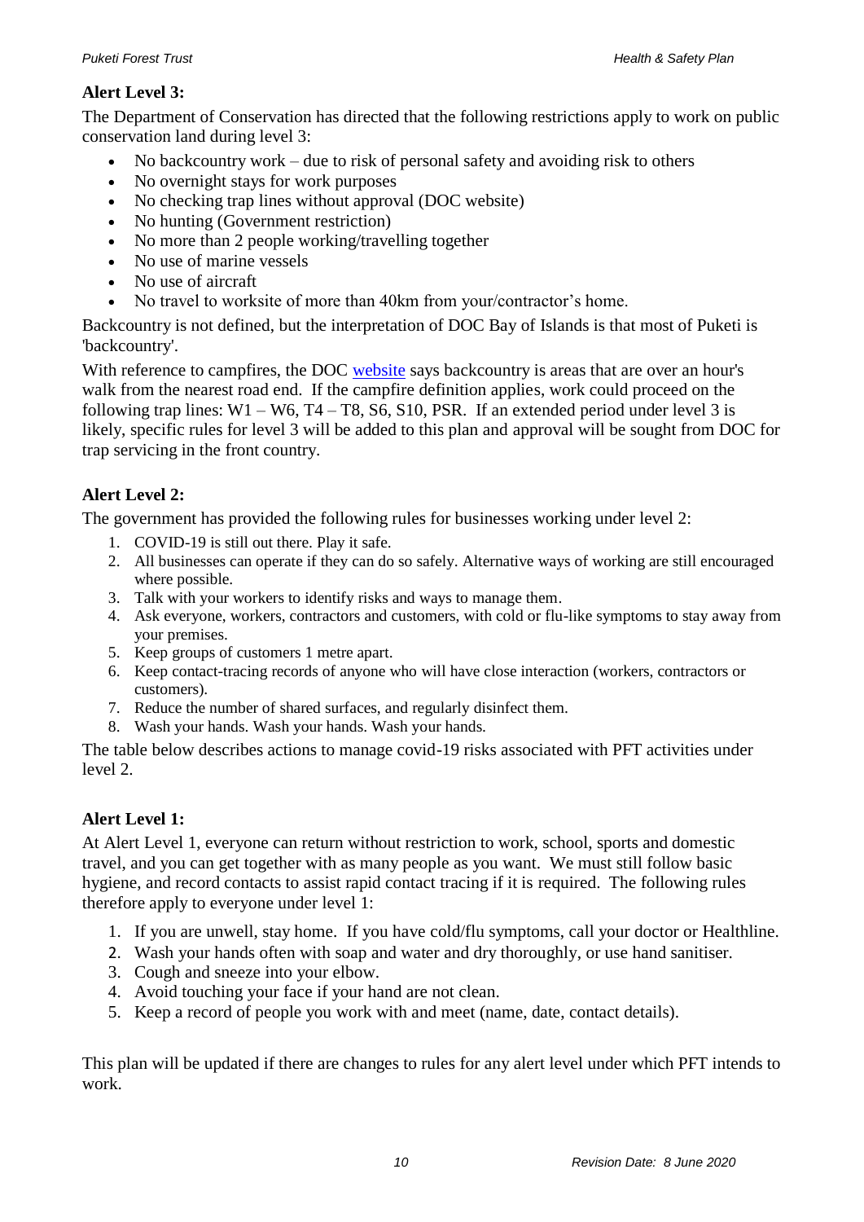**Alert Level 3:**

The Department of Conservation has directed that the following restrictions apply to work on public conservation land during level 3:

- No backcountry work – due to risk of personal safety and avoiding risk to others
- No overnight stays for work purposes
- No checking trap lines without approval (DOC website)
- No hunting (Government restriction)
- No more than 2 people working/travelling together
- No use of marine vessels
- No use of aircraft
- No travel to worksite of more than 40km from your/contractor's home.

Backcountry is not defined, but the interpretation of DOC Bay of Islands is that most of Puketi is 'backcountry'.

With reference to campfires, the DOC website says backcountry is areas that are over an hour's walk from the nearest road end. If the campfire definition applies, work could proceed on the following trap lines: W1 – W6, T4 – T8, S6, S10, PSR. If an extended period under level 3 is likely, specific rules for level 3 will be added to this plan and approval will be sought from DOC for trap servicing in the front country.

**Alert Level 2:**

The government has provided the following rules for businesses working under level 2:

1. COVID-19 is still out there. Play it safe.
2. All businesses can operate if they can do so safely. Alternative ways of working are still encouraged where possible.
3. Talk with your workers to identify risks and ways to manage them.
4. Ask everyone, workers, contractors and customers, with cold or flu-like symptoms to stay away from your premises.
5. Keep groups of customers 1 metre apart.
6. Keep contact-tracing records of anyone who will have close interaction (workers, contractors or customers).
7. Reduce the number of shared surfaces, and regularly disinfect them.
8. Wash your hands. Wash your hands. Wash your hands.

The table below describes actions to manage covid-19 risks associated with PFT activities under level 2.

**Alert Level 1:**

At Alert Level 1, everyone can return without restriction to work, school, sports and domestic travel, and you can get together with as many people as you want. We must still follow basic hygiene, and record contacts to assist rapid contact tracing if it is required. The following rules therefore apply to everyone under level 1:

1. If you are unwell, stay home. If you have cold/flu symptoms, call your doctor or Healthline.
2. Wash your hands often with soap and water and dry thoroughly, or use hand sanitiser.
3. Cough and sneeze into your elbow.
4. Avoid touching your face if your hand are not clean.
5. Keep a record of people you work with and meet (name, date, contact details).

This plan will be updated if there are changes to rules for any alert level under which PFT intends to work.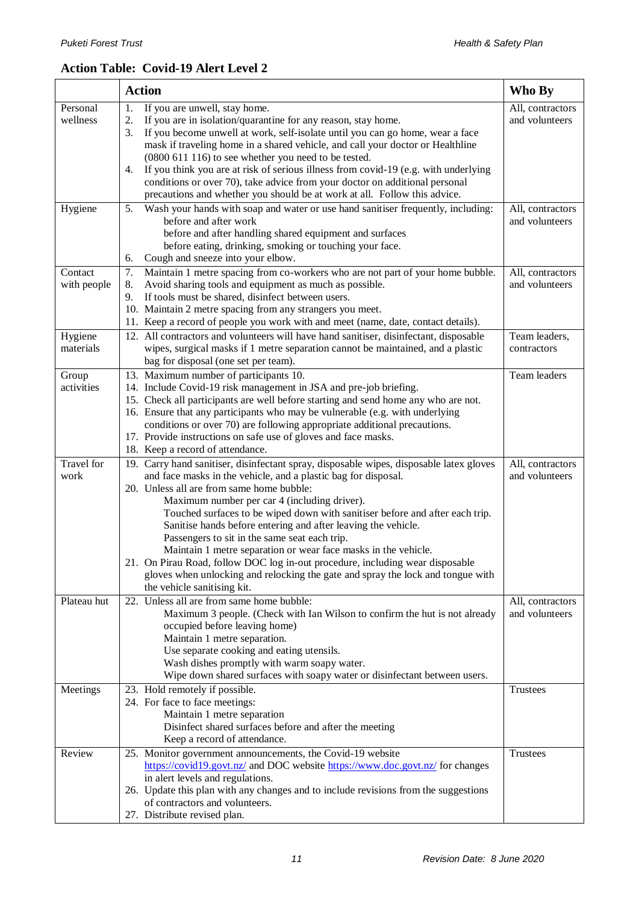## Action Table: Covid-19 Alert Level 2

| | Action | Who By |
|---|---|---|
| Personal wellness | 1. If you are unwell, stay home.<br>2. If you are in isolation/quarantine for any reason, stay home.<br>3. If you become unwell at work, self-isolate until you can go home, wear a face mask if traveling home in a shared vehicle, and call your doctor or Healthline (0800 611 116) to see whether you need to be tested.<br>4. If you think you are at risk of serious illness from covid-19 (e.g. with underlying conditions or over 70), take advice from your doctor on additional personal precautions and whether you should be at work at all. Follow this advice. | All, contractors and volunteers |
| Hygiene | 5. Wash your hands with soap and water or use hand sanitiser frequently, including:<br>before and after work<br>before and after handling shared equipment and surfaces<br>before eating, drinking, smoking or touching your face.<br>6. Cough and sneeze into your elbow. | All, contractors and volunteers |
| Contact with people | 7. Maintain 1 metre spacing from co-workers who are not part of your home bubble.<br>8. Avoid sharing tools and equipment as much as possible.<br>9. If tools must be shared, disinfect between users.<br>10. Maintain 2 metre spacing from any strangers you meet.<br>11. Keep a record of people you work with and meet (name, date, contact details). | All, contractors and volunteers |
| Hygiene materials | 12. All contractors and volunteers will have hand sanitiser, disinfectant, disposable wipes, surgical masks if 1 metre separation cannot be maintained, and a plastic bag for disposal (one set per team). | Team leaders, contractors |
| Group activities | 13. Maximum number of participants 10.<br>14. Include Covid-19 risk management in JSA and pre-job briefing.<br>15. Check all participants are well before starting and send home any who are not.<br>16. Ensure that any participants who may be vulnerable (e.g. with underlying conditions or over 70) are following appropriate additional precautions.<br>17. Provide instructions on safe use of gloves and face masks.<br>18. Keep a record of attendance. | Team leaders |
| Travel for work | 19. Carry hand sanitiser, disinfectant spray, disposable wipes, disposable latex gloves and face masks in the vehicle, and a plastic bag for disposal.<br>20. Unless all are from same home bubble:<br>Maximum number per car 4 (including driver).<br>Touched surfaces to be wiped down with sanitiser before and after each trip.<br>Sanitise hands before entering and after leaving the vehicle.<br>Passengers to sit in the same seat each trip.<br>Maintain 1 metre separation or wear face masks in the vehicle.<br>21. On Pirau Road, follow DOC log in-out procedure, including wear disposable gloves when unlocking and relocking the gate and spray the lock and tongue with the vehicle sanitising kit. | All, contractors and volunteers |
| Plateau hut | 22. Unless all are from same home bubble:<br>Maximum 3 people. (Check with Ian Wilson to confirm the hut is not already occupied before leaving home)<br>Maintain 1 metre separation.<br>Use separate cooking and eating utensils.<br>Wash dishes promptly with warm soapy water.<br>Wipe down shared surfaces with soapy water or disinfectant between users. | All, contractors and volunteers |
| Meetings | 23. Hold remotely if possible.<br>24. For face to face meetings:<br>Maintain 1 metre separation<br>Disinfect shared surfaces before and after the meeting<br>Keep a record of attendance. | Trustees |
| Review | 25. Monitor government announcements, the Covid-19 website https://covid19.govt.nz/ and DOC website https://www.doc.govt.nz/ for changes in alert levels and regulations.<br>26. Update this plan with any changes and to include revisions from the suggestions of contractors and volunteers.<br>27. Distribute revised plan. | Trustees |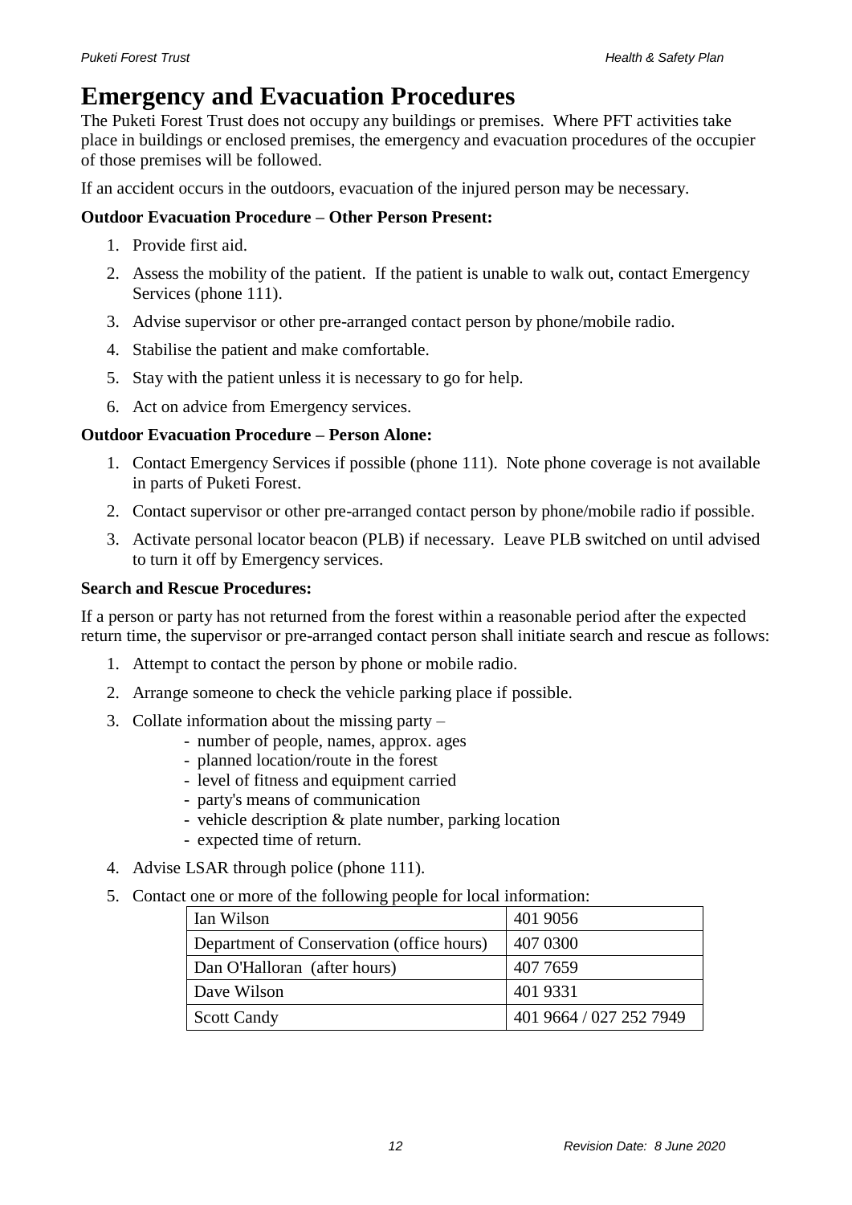# Emergency and Evacuation Procedures

The Puketi Forest Trust does not occupy any buildings or premises. Where PFT activities take place in buildings or enclosed premises, the emergency and evacuation procedures of the occupier of those premises will be followed.

If an accident occurs in the outdoors, evacuation of the injured person may be necessary.

**Outdoor Evacuation Procedure – Other Person Present:**

1. Provide first aid.
2. Assess the mobility of the patient. If the patient is unable to walk out, contact Emergency Services (phone 111).
3. Advise supervisor or other pre-arranged contact person by phone/mobile radio.
4. Stabilise the patient and make comfortable.
5. Stay with the patient unless it is necessary to go for help.
6. Act on advice from Emergency services.

**Outdoor Evacuation Procedure – Person Alone:**

1. Contact Emergency Services if possible (phone 111). Note phone coverage is not available in parts of Puketi Forest.
2. Contact supervisor or other pre-arranged contact person by phone/mobile radio if possible.
3. Activate personal locator beacon (PLB) if necessary. Leave PLB switched on until advised to turn it off by Emergency services.

**Search and Rescue Procedures:**

If a person or party has not returned from the forest within a reasonable period after the expected return time, the supervisor or pre-arranged contact person shall initiate search and rescue as follows:

1. Attempt to contact the person by phone or mobile radio.
2. Arrange someone to check the vehicle parking place if possible.
3. Collate information about the missing party –
   - number of people, names, approx. ages
   - planned location/route in the forest
   - level of fitness and equipment carried
   - party's means of communication
   - vehicle description & plate number, parking location
   - expected time of return.
4. Advise LSAR through police (phone 111).
5. Contact one or more of the following people for local information:

| | |
|---|---|
| Ian Wilson | 401 9056 |
| Department of Conservation (office hours) | 407 0300 |
| Dan O'Halloran (after hours) | 407 7659 |
| Dave Wilson | 401 9331 |
| Scott Candy | 401 9664 / 027 252 7949 |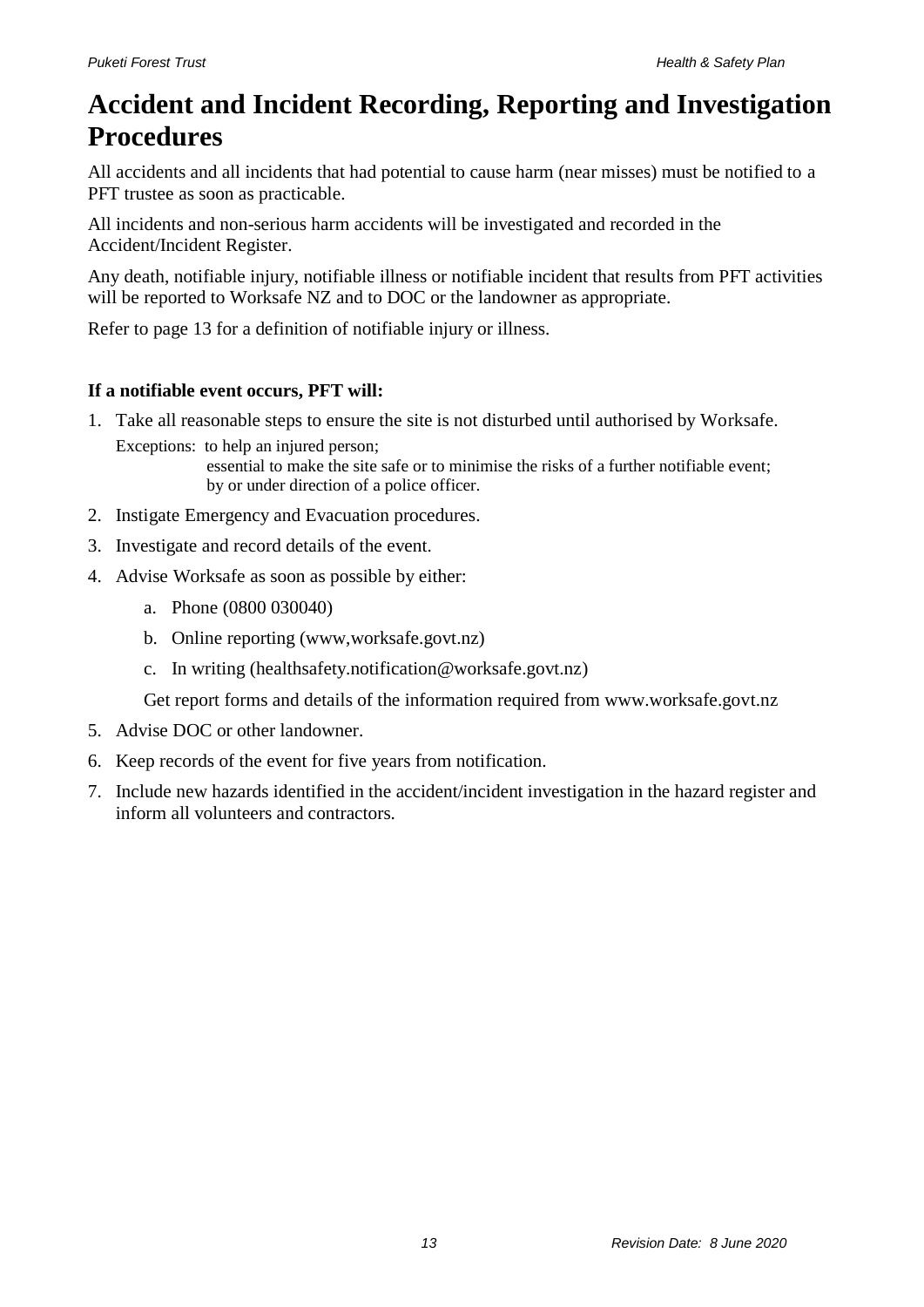# Accident and Incident Recording, Reporting and Investigation Procedures

All accidents and all incidents that had potential to cause harm (near misses) must be notified to a PFT trustee as soon as practicable.

All incidents and non-serious harm accidents will be investigated and recorded in the Accident/Incident Register.

Any death, notifiable injury, notifiable illness or notifiable incident that results from PFT activities will be reported to Worksafe NZ and to DOC or the landowner as appropriate.

Refer to page 13 for a definition of notifiable injury or illness.

**If a notifiable event occurs, PFT will:**

1. Take all reasonable steps to ensure the site is not disturbed until authorised by Worksafe.

   Exceptions: to help an injured person;
   essential to make the site safe or to minimise the risks of a further notifiable event;
   by or under direction of a police officer.

2. Instigate Emergency and Evacuation procedures.
3. Investigate and record details of the event.
4. Advise Worksafe as soon as possible by either:
   a. Phone (0800 030040)
   b. Online reporting (www,worksafe.govt.nz)
   c. In writing (healthsafety.notification@worksafe.govt.nz)

   Get report forms and details of the information required from www.worksafe.govt.nz

5. Advise DOC or other landowner.
6. Keep records of the event for five years from notification.
7. Include new hazards identified in the accident/incident investigation in the hazard register and inform all volunteers and contractors.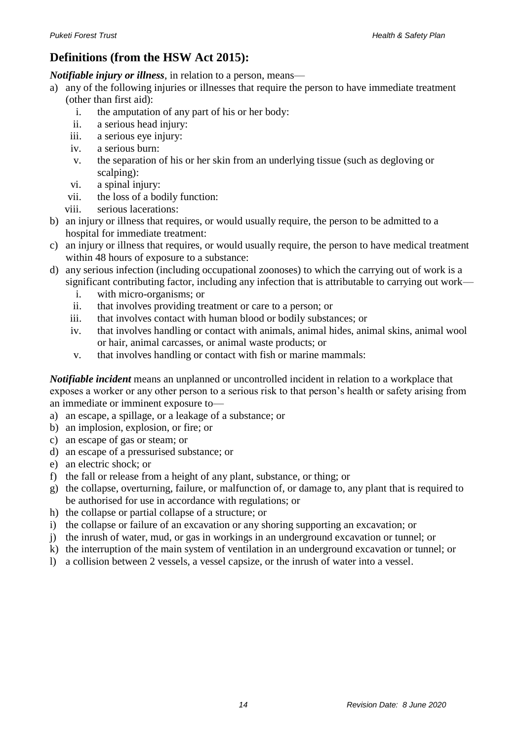## Definitions (from the HSW Act 2015):

***Notifiable injury or illness***, in relation to a person, means—

a) any of the following injuries or illnesses that require the person to have immediate treatment (other than first aid):
    i. the amputation of any part of his or her body:
    ii. a serious head injury:
    iii. a serious eye injury:
    iv. a serious burn:
    v. the separation of his or her skin from an underlying tissue (such as degloving or scalping):
    vi. a spinal injury:
    vii. the loss of a bodily function:
    viii. serious lacerations:
b) an injury or illness that requires, or would usually require, the person to be admitted to a hospital for immediate treatment:
c) an injury or illness that requires, or would usually require, the person to have medical treatment within 48 hours of exposure to a substance:
d) any serious infection (including occupational zoonoses) to which the carrying out of work is a significant contributing factor, including any infection that is attributable to carrying out work—
    i. with micro-organisms; or
    ii. that involves providing treatment or care to a person; or
    iii. that involves contact with human blood or bodily substances; or
    iv. that involves handling or contact with animals, animal hides, animal skins, animal wool or hair, animal carcasses, or animal waste products; or
    v. that involves handling or contact with fish or marine mammals:

***Notifiable incident*** means an unplanned or uncontrolled incident in relation to a workplace that exposes a worker or any other person to a serious risk to that person's health or safety arising from an immediate or imminent exposure to—

a) an escape, a spillage, or a leakage of a substance; or
b) an implosion, explosion, or fire; or
c) an escape of gas or steam; or
d) an escape of a pressurised substance; or
e) an electric shock; or
f) the fall or release from a height of any plant, substance, or thing; or
g) the collapse, overturning, failure, or malfunction of, or damage to, any plant that is required to be authorised for use in accordance with regulations; or
h) the collapse or partial collapse of a structure; or
i) the collapse or failure of an excavation or any shoring supporting an excavation; or
j) the inrush of water, mud, or gas in workings in an underground excavation or tunnel; or
k) the interruption of the main system of ventilation in an underground excavation or tunnel; or
l) a collision between 2 vessels, a vessel capsize, or the inrush of water into a vessel.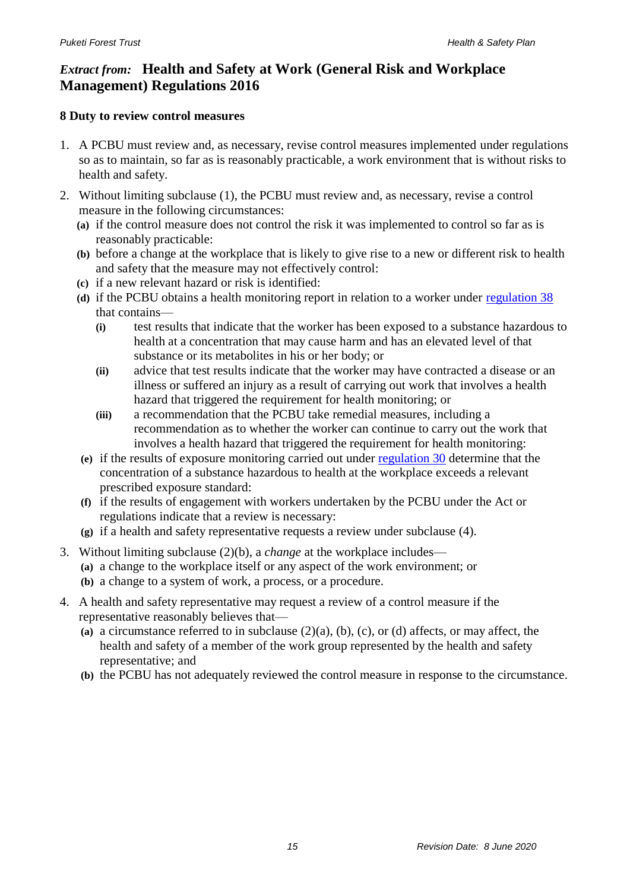## *Extract from:* Health and Safety at Work (General Risk and Workplace Management) Regulations 2016

### 8 Duty to review control measures

1. A PCBU must review and, as necessary, revise control measures implemented under regulations so as to maintain, so far as is reasonably practicable, a work environment that is without risks to health and safety.
2. Without limiting subclause (1), the PCBU must review and, as necessary, revise a control measure in the following circumstances:
   - **(a)** if the control measure does not control the risk it was implemented to control so far as is reasonably practicable:
   - **(b)** before a change at the workplace that is likely to give rise to a new or different risk to health and safety that the measure may not effectively control:
   - **(c)** if a new relevant hazard or risk is identified:
   - **(d)** if the PCBU obtains a health monitoring report in relation to a worker under [regulation 38](#) that contains—
     - **(i)** test results that indicate that the worker has been exposed to a substance hazardous to health at a concentration that may cause harm and has an elevated level of that substance or its metabolites in his or her body; or
     - **(ii)** advice that test results indicate that the worker may have contracted a disease or an illness or suffered an injury as a result of carrying out work that involves a health hazard that triggered the requirement for health monitoring; or
     - **(iii)** a recommendation that the PCBU take remedial measures, including a recommendation as to whether the worker can continue to carry out the work that involves a health hazard that triggered the requirement for health monitoring:
   - **(e)** if the results of exposure monitoring carried out under [regulation 30](#) determine that the concentration of a substance hazardous to health at the workplace exceeds a relevant prescribed exposure standard:
   - **(f)** if the results of engagement with workers undertaken by the PCBU under the Act or regulations indicate that a review is necessary:
   - **(g)** if a health and safety representative requests a review under subclause (4).
3. Without limiting subclause (2)(b), a *change* at the workplace includes—
   - **(a)** a change to the workplace itself or any aspect of the work environment; or
   - **(b)** a change to a system of work, a process, or a procedure.
4. A health and safety representative may request a review of a control measure if the representative reasonably believes that—
   - **(a)** a circumstance referred to in subclause (2)(a), (b), (c), or (d) affects, or may affect, the health and safety of a member of the work group represented by the health and safety representative; and
   - **(b)** the PCBU has not adequately reviewed the control measure in response to the circumstance.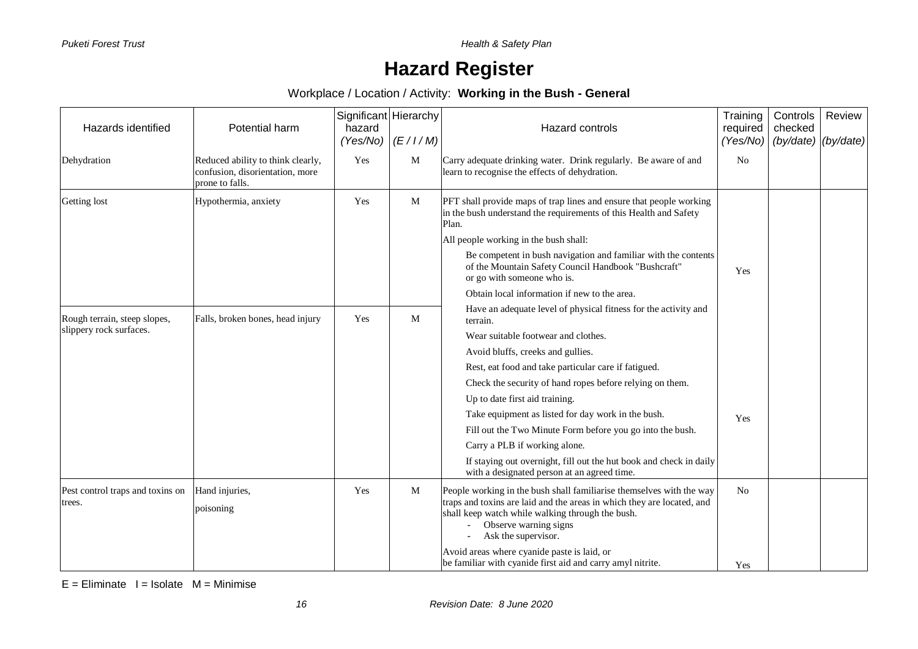# Hazard Register

Workplace / Location / Activity: **Working in the Bush - General**

| Hazards identified | Potential harm | Significant hazard *(Yes/No)* | Hierarchy *(E / I / M)* | Hazard controls | Training required *(Yes/No)* | Controls checked *(by/date)* | Review *(by/date)* |
|---|---|---|---|---|---|---|---|
| Dehydration | Reduced ability to think clearly, confusion, disorientation, more prone to falls. | Yes | M | Carry adequate drinking water. Drink regularly. Be aware of and learn to recognise the effects of dehydration. | No | | |
| Getting lost | Hypothermia, anxiety | Yes | M | PFT shall provide maps of trap lines and ensure that people working in the bush understand the requirements of this Health and Safety Plan.<br>All people working in the bush shall:<br>Be competent in bush navigation and familiar with the contents of the Mountain Safety Council Handbook "Bushcraft" or go with someone who is.<br>Obtain local information if new to the area. | Yes | | |
| Rough terrain, steep slopes, slippery rock surfaces. | Falls, broken bones, head injury | Yes | M | Have an adequate level of physical fitness for the activity and terrain.<br>Wear suitable footwear and clothes.<br>Avoid bluffs, creeks and gullies.<br>Rest, eat food and take particular care if fatigued.<br>Check the security of hand ropes before relying on them.<br>Up to date first aid training.<br>Take equipment as listed for day work in the bush.<br>Fill out the Two Minute Form before you go into the bush.<br>Carry a PLB if working alone.<br>If staying out overnight, fill out the hut book and check in daily with a designated person at an agreed time. | Yes | | |
| Pest control traps and toxins on trees. | Hand injuries,<br>poisoning | Yes | M | People working in the bush shall familiarise themselves with the way traps and toxins are laid and the areas in which they are located, and shall keep watch while walking through the bush.<br>- Observe warning signs<br>- Ask the supervisor.<br>Avoid areas where cyanide paste is laid, or be familiar with cyanide first aid and carry amyl nitrite. | No<br>Yes | | |

E = Eliminate I = Isolate M = Minimise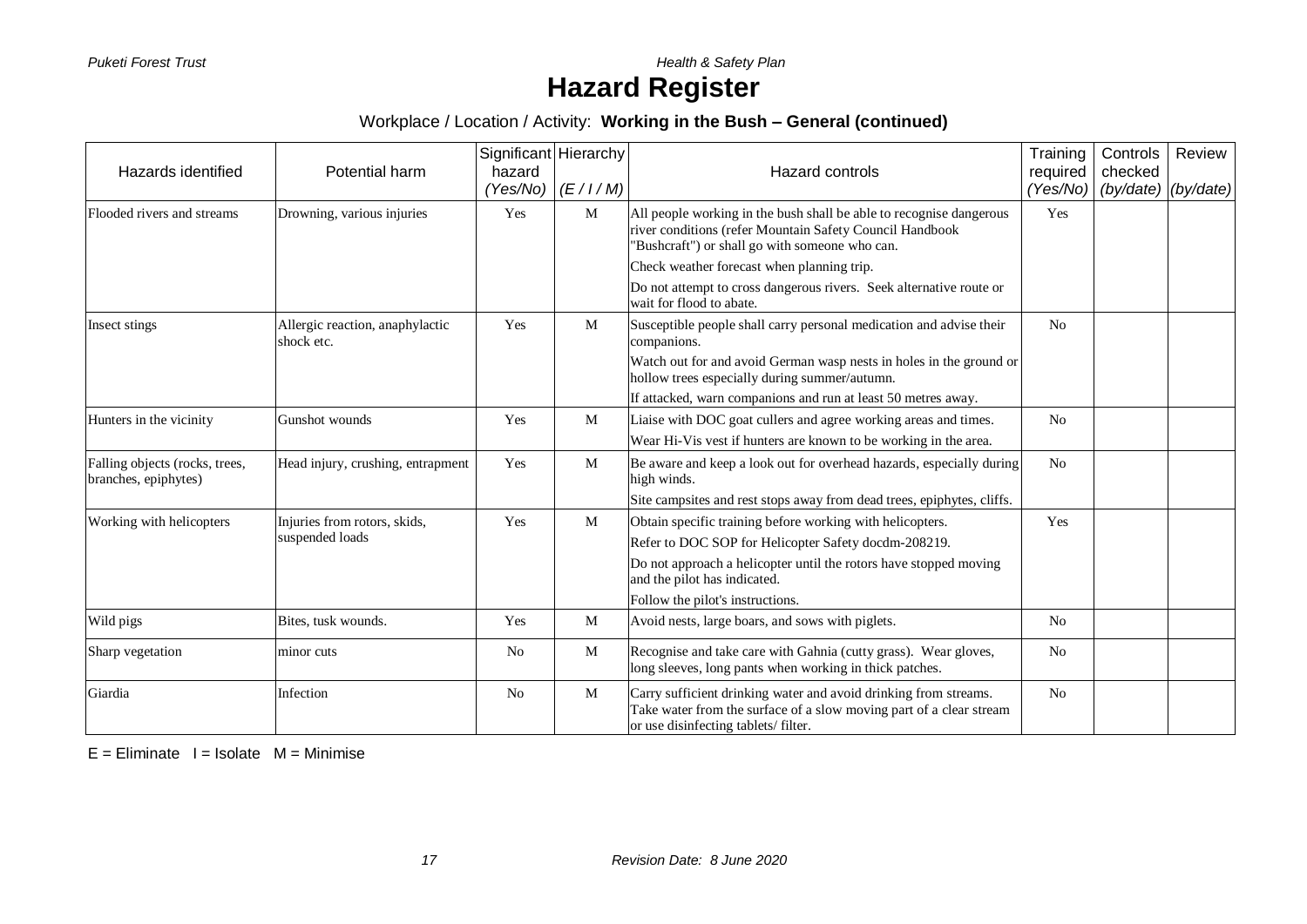# Hazard Register

Workplace / Location / Activity: **Working in the Bush – General (continued)**

| Hazards identified | Potential harm | Significant hazard *(Yes/No)* | Hierarchy *(E / I / M)* | Hazard controls | Training required *(Yes/No)* | Controls checked *(by/date)* | Review *(by/date)* |
|---|---|---|---|---|---|---|---|
| Flooded rivers and streams | Drowning, various injuries | Yes | M | All people working in the bush shall be able to recognise dangerous river conditions (refer Mountain Safety Council Handbook "Bushcraft") or shall go with someone who can.<br>Check weather forecast when planning trip.<br>Do not attempt to cross dangerous rivers. Seek alternative route or wait for flood to abate. | Yes | | |
| Insect stings | Allergic reaction, anaphylactic shock etc. | Yes | M | Susceptible people shall carry personal medication and advise their companions.<br>Watch out for and avoid German wasp nests in holes in the ground or hollow trees especially during summer/autumn.<br>If attacked, warn companions and run at least 50 metres away. | No | | |
| Hunters in the vicinity | Gunshot wounds | Yes | M | Liaise with DOC goat cullers and agree working areas and times.<br>Wear Hi-Vis vest if hunters are known to be working in the area. | No | | |
| Falling objects (rocks, trees, branches, epiphytes) | Head injury, crushing, entrapment | Yes | M | Be aware and keep a look out for overhead hazards, especially during high winds.<br>Site campsites and rest stops away from dead trees, epiphytes, cliffs. | No | | |
| Working with helicopters | Injuries from rotors, skids, suspended loads | Yes | M | Obtain specific training before working with helicopters.<br>Refer to DOC SOP for Helicopter Safety docdm-208219.<br>Do not approach a helicopter until the rotors have stopped moving and the pilot has indicated.<br>Follow the pilot's instructions. | Yes | | |
| Wild pigs | Bites, tusk wounds. | Yes | M | Avoid nests, large boars, and sows with piglets. | No | | |
| Sharp vegetation | minor cuts | No | M | Recognise and take care with Gahnia (cutty grass). Wear gloves, long sleeves, long pants when working in thick patches. | No | | |
| Giardia | Infection | No | M | Carry sufficient drinking water and avoid drinking from streams. Take water from the surface of a slow moving part of a clear stream or use disinfecting tablets/ filter. | No | | |

E = Eliminate I = Isolate M = Minimise

*Revision Date: 8 June 2020*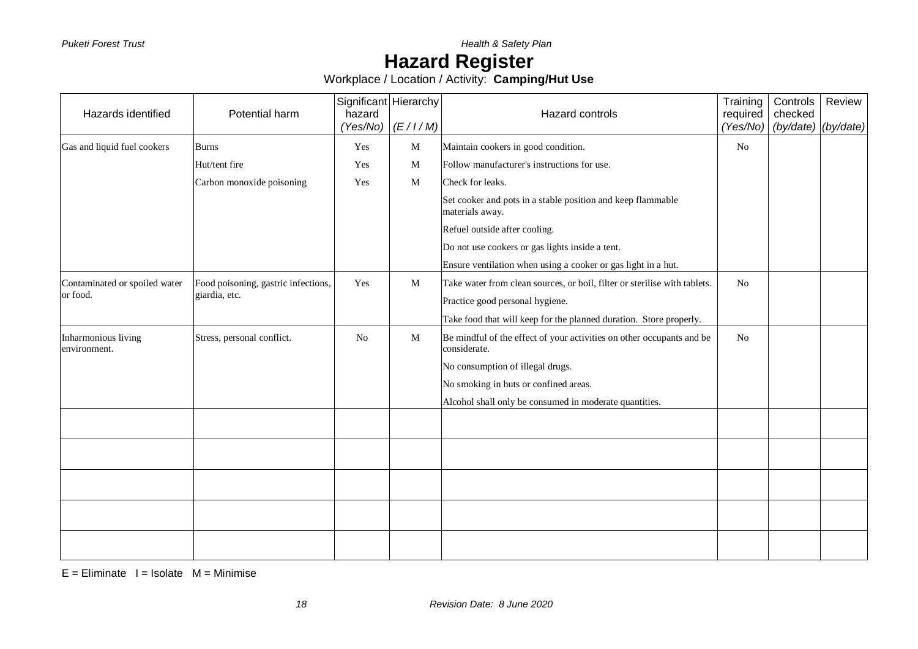# Hazard Register

Workplace / Location / Activity: **Camping/Hut Use**

| Hazards identified | Potential harm | Significant hazard *(Yes/No)* | Hierarchy *(E / I / M)* | Hazard controls | Training required *(Yes/No)* | Controls checked *(by/date)* | Review *(by/date)* |
|---|---|---|---|---|---|---|---|
| Gas and liquid fuel cookers | Burns | Yes | M | Maintain cookers in good condition. | No | | |
| | Hut/tent fire | Yes | M | Follow manufacturer's instructions for use. | | | |
| | Carbon monoxide poisoning | Yes | M | Check for leaks. | | | |
| | | | | Set cooker and pots in a stable position and keep flammable materials away. | | | |
| | | | | Refuel outside after cooling. | | | |
| | | | | Do not use cookers or gas lights inside a tent. | | | |
| | | | | Ensure ventilation when using a cooker or gas light in a hut. | | | |
| Contaminated or spoiled water or food. | Food poisoning, gastric infections, giardia, etc. | Yes | M | Take water from clean sources, or boil, filter or sterilise with tablets. | No | | |
| | | | | Practice good personal hygiene. | | | |
| | | | | Take food that will keep for the planned duration. Store properly. | | | |
| Inharmonious living environment. | Stress, personal conflict. | No | M | Be mindful of the effect of your activities on other occupants and be considerate. | No | | |
| | | | | No consumption of illegal drugs. | | | |
| | | | | No smoking in huts or confined areas. | | | |
| | | | | Alcohol shall only be consumed in moderate quantities. | | | |
| | | | | | | | |
| | | | | | | | |
| | | | | | | | |
| | | | | | | | |
| | | | | | | | |

E = Eliminate   I = Isolate   M = Minimise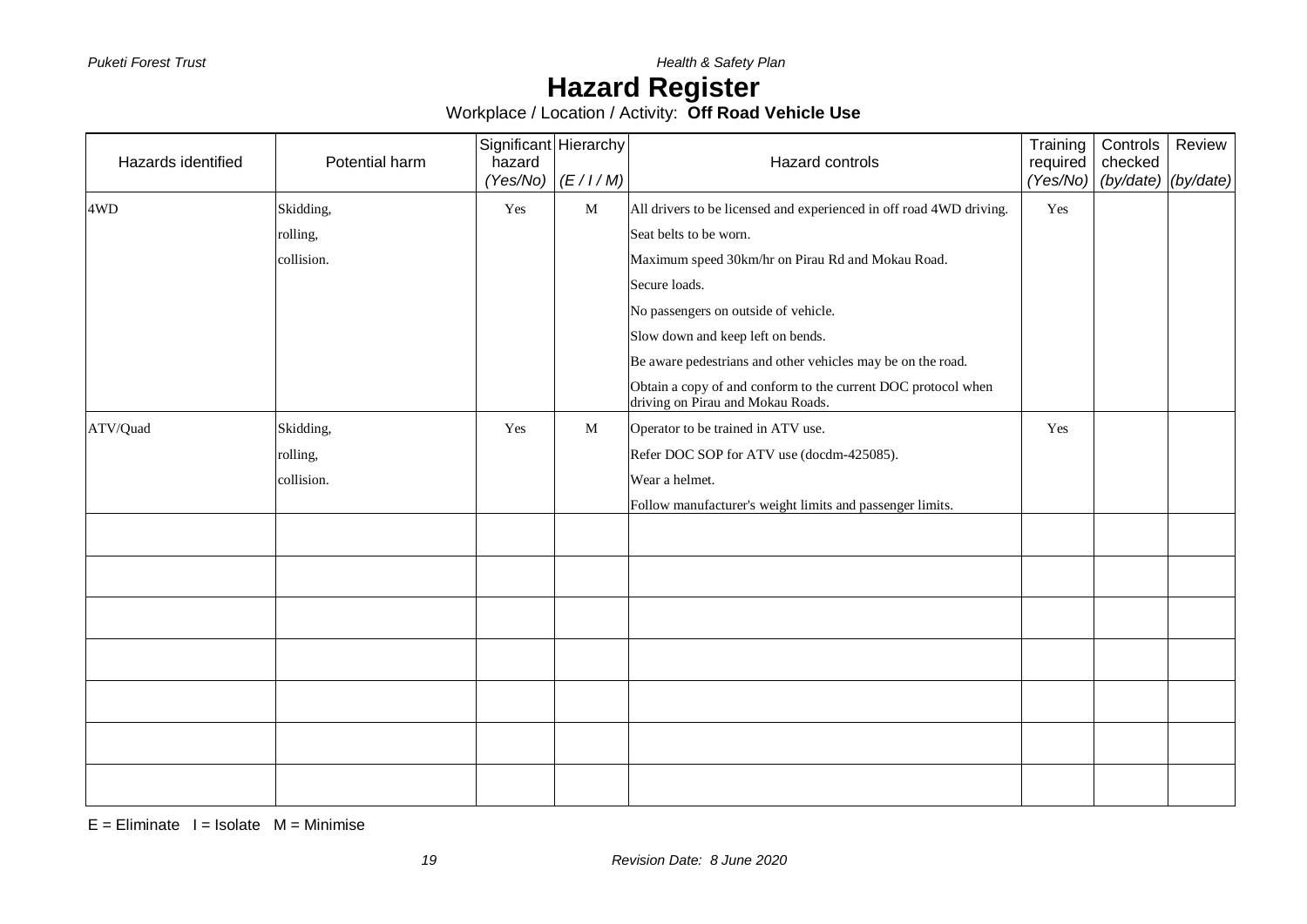# Hazard Register

Workplace / Location / Activity: **Off Road Vehicle Use**

| Hazards identified | Potential harm | Significant hazard *(Yes/No)* | Hierarchy *(E / I / M)* | Hazard controls | Training required *(Yes/No)* | Controls checked *(by/date)* | Review *(by/date)* |
|---|---|---|---|---|---|---|---|
| 4WD | Skidding,<br>rolling,<br>collision. | Yes | M | All drivers to be licensed and experienced in off road 4WD driving.<br>Seat belts to be worn.<br>Maximum speed 30km/hr on Pirau Rd and Mokau Road.<br>Secure loads.<br>No passengers on outside of vehicle.<br>Slow down and keep left on bends.<br>Be aware pedestrians and other vehicles may be on the road.<br>Obtain a copy of and conform to the current DOC protocol when driving on Pirau and Mokau Roads. | Yes | | |
| ATV/Quad | Skidding,<br>rolling,<br>collision. | Yes | M | Operator to be trained in ATV use.<br>Refer DOC SOP for ATV use (docdm-425085).<br>Wear a helmet.<br>Follow manufacturer's weight limits and passenger limits. | Yes | | |
| | | | | | | | |
| | | | | | | | |
| | | | | | | | |
| | | | | | | | |
| | | | | | | | |
| | | | | | | | |
| | | | | | | | |

E = Eliminate I = Isolate M = Minimise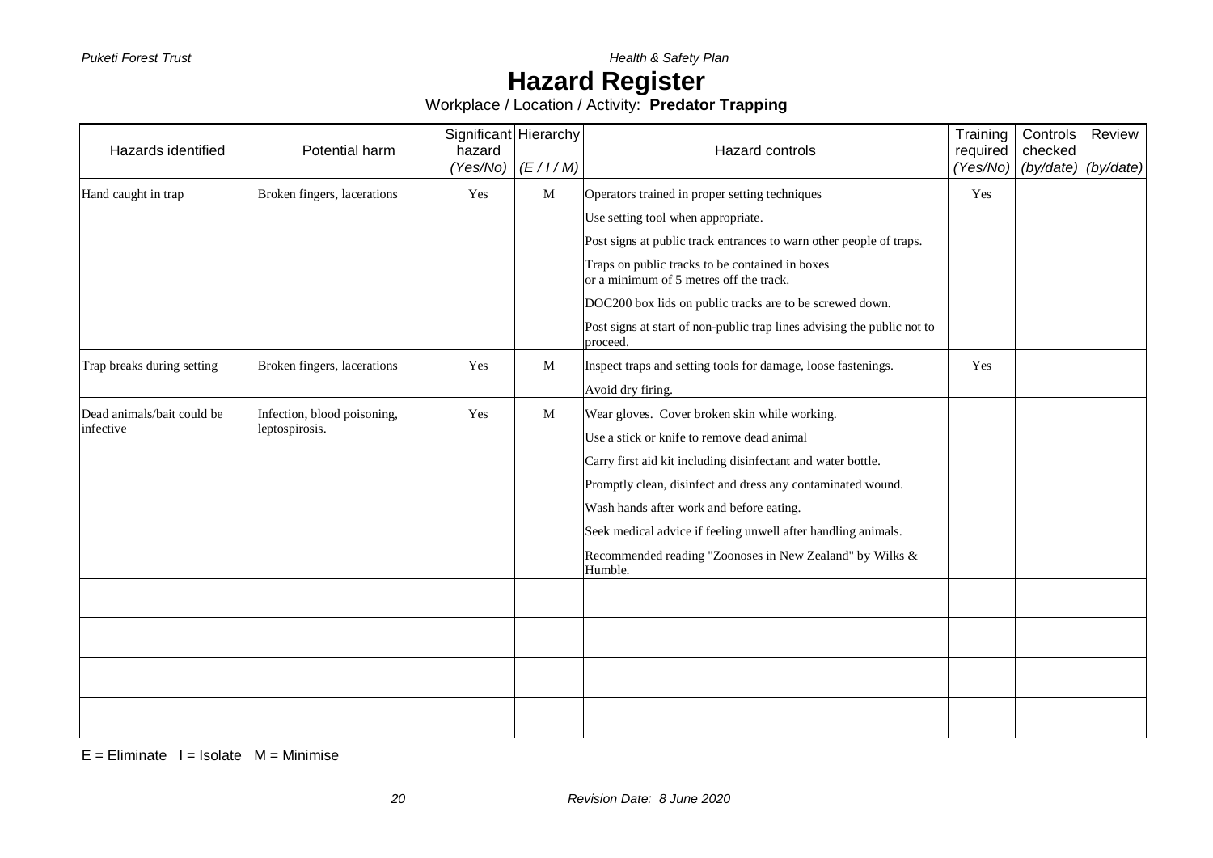# Hazard Register

Workplace / Location / Activity: **Predator Trapping**

| Hazards identified | Potential harm | Significant hazard *(Yes/No)* | Hierarchy *(E / I / M)* | Hazard controls | Training required *(Yes/No)* | Controls checked *(by/date)* | Review *(by/date)* |
|---|---|---|---|---|---|---|---|
| Hand caught in trap | Broken fingers, lacerations | Yes | M | Operators trained in proper setting techniques<br>Use setting tool when appropriate.<br>Post signs at public track entrances to warn other people of traps.<br>Traps on public tracks to be contained in boxes or a minimum of 5 metres off the track.<br>DOC200 box lids on public tracks are to be screwed down.<br>Post signs at start of non-public trap lines advising the public not to proceed. | Yes | | |
| Trap breaks during setting | Broken fingers, lacerations | Yes | M | Inspect traps and setting tools for damage, loose fastenings.<br>Avoid dry firing. | Yes | | |
| Dead animals/bait could be infective | Infection, blood poisoning, leptospirosis. | Yes | M | Wear gloves. Cover broken skin while working.<br>Use a stick or knife to remove dead animal<br>Carry first aid kit including disinfectant and water bottle.<br>Promptly clean, disinfect and dress any contaminated wound.<br>Wash hands after work and before eating.<br>Seek medical advice if feeling unwell after handling animals.<br>Recommended reading "Zoonoses in New Zealand" by Wilks & Humble. | | | |
| | | | | | | | |
| | | | | | | | |
| | | | | | | | |
| | | | | | | | |

E = Eliminate   I = Isolate   M = Minimise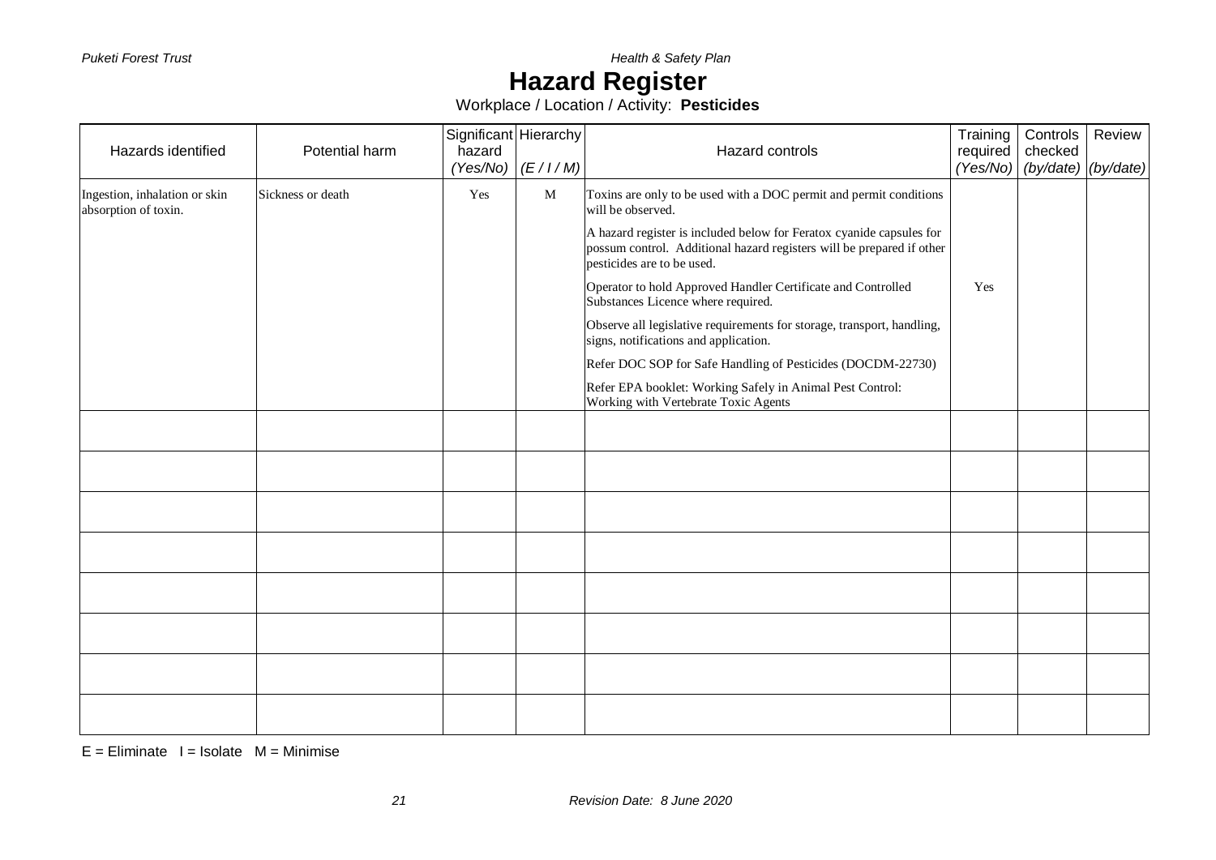# Hazard Register

Workplace / Location / Activity: **Pesticides**

| Hazards identified | Potential harm | Significant hazard *(Yes/No)* | Hierarchy *(E / I / M)* | Hazard controls | Training required *(Yes/No)* | Controls checked *(by/date)* | Review *(by/date)* |
|---|---|---|---|---|---|---|---|
| Ingestion, inhalation or skin absorption of toxin. | Sickness or death | Yes | M | Toxins are only to be used with a DOC permit and permit conditions will be observed.<br><br>A hazard register is included below for Feratox cyanide capsules for possum control. Additional hazard registers will be prepared if other pesticides are to be used.<br><br>Operator to hold Approved Handler Certificate and Controlled Substances Licence where required.<br><br>Observe all legislative requirements for storage, transport, handling, signs, notifications and application.<br><br>Refer DOC SOP for Safe Handling of Pesticides (DOCDM-22730)<br><br>Refer EPA booklet: Working Safely in Animal Pest Control: Working with Vertebrate Toxic Agents | Yes | | |
| | | | | | | | |
| | | | | | | | |
| | | | | | | | |
| | | | | | | | |
| | | | | | | | |
| | | | | | | | |
| | | | | | | | |
| | | | | | | | |

E = Eliminate I = Isolate M = Minimise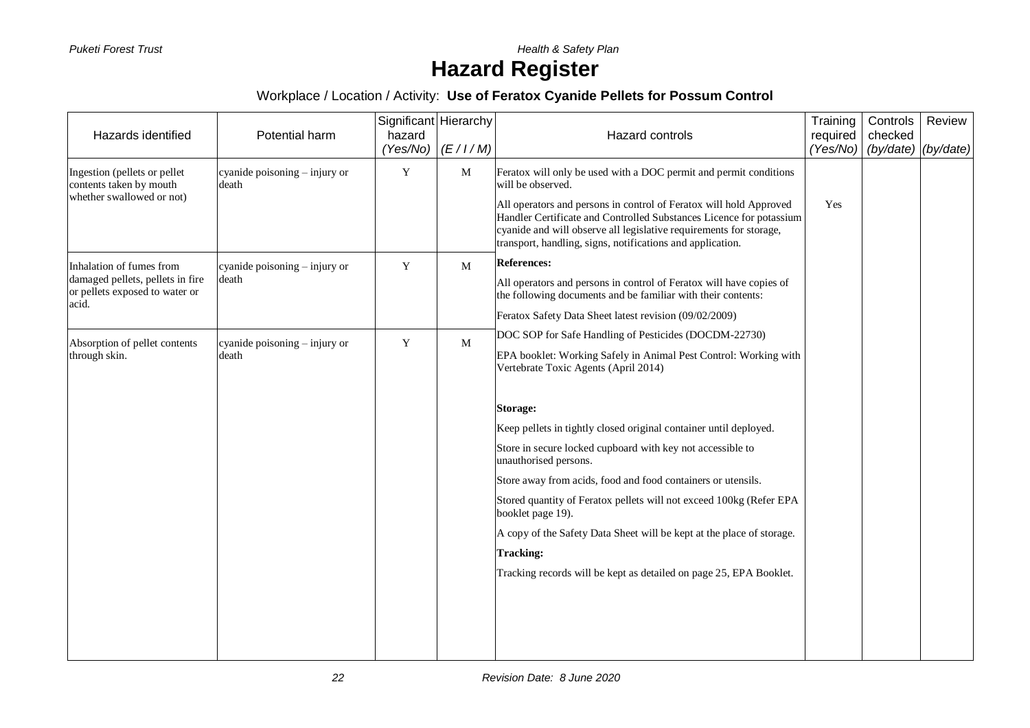# Hazard Register

Workplace / Location / Activity: **Use of Feratox Cyanide Pellets for Possum Control**

| Hazards identified | Potential harm | Significant hazard *(Yes/No)* | Hierarchy *(E / I / M)* | Hazard controls | Training required *(Yes/No)* | Controls checked *(by/date)* | Review *(by/date)* |
|---|---|---|---|---|---|---|---|
| Ingestion (pellets or pellet contents taken by mouth whether swallowed or not) | cyanide poisoning – injury or death | Y | M | Feratox will only be used with a DOC permit and permit conditions will be observed.<br><br>All operators and persons in control of Feratox will hold Approved Handler Certificate and Controlled Substances Licence for potassium cyanide and will observe all legislative requirements for storage, transport, handling, signs, notifications and application. | Yes | | |
| Inhalation of fumes from damaged pellets, pellets in fire or pellets exposed to water or acid. | cyanide poisoning – injury or death | Y | M | **References:**<br><br>All operators and persons in control of Feratox will have copies of the following documents and be familiar with their contents:<br><br>Feratox Safety Data Sheet latest revision (09/02/2009) | | | |
| Absorption of pellet contents through skin. | cyanide poisoning – injury or death | Y | M | DOC SOP for Safe Handling of Pesticides (DOCDM-22730)<br><br>EPA booklet: Working Safely in Animal Pest Control: Working with Vertebrate Toxic Agents (April 2014)<br><br>**Storage:**<br><br>Keep pellets in tightly closed original container until deployed.<br><br>Store in secure locked cupboard with key not accessible to unauthorised persons.<br><br>Store away from acids, food and food containers or utensils.<br><br>Stored quantity of Feratox pellets will not exceed 100kg (Refer EPA booklet page 19).<br><br>A copy of the Safety Data Sheet will be kept at the place of storage.<br><br>**Tracking:**<br><br>Tracking records will be kept as detailed on page 25, EPA Booklet. | | | |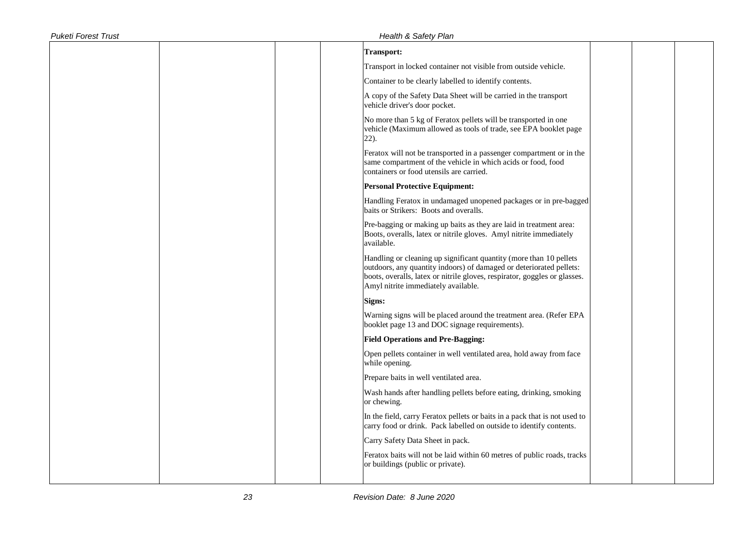| | | | | **Transport:**<br><br>Transport in locked container not visible from outside vehicle.<br><br>Container to be clearly labelled to identify contents.<br><br>A copy of the Safety Data Sheet will be carried in the transport vehicle driver's door pocket.<br><br>No more than 5 kg of Feratox pellets will be transported in one vehicle (Maximum allowed as tools of trade, see EPA booklet page 22).<br><br>Feratox will not be transported in a passenger compartment or in the same compartment of the vehicle in which acids or food, food containers or food utensils are carried.<br><br>**Personal Protective Equipment:**<br><br>Handling Feratox in undamaged unopened packages or in pre-bagged baits or Strikers: Boots and overalls.<br><br>Pre-bagging or making up baits as they are laid in treatment area: Boots, overalls, latex or nitrile gloves. Amyl nitrite immediately available.<br><br>Handling or cleaning up significant quantity (more than 10 pellets outdoors, any quantity indoors) of damaged or deteriorated pellets: boots, overalls, latex or nitrile gloves, respirator, goggles or glasses. Amyl nitrite immediately available.<br><br>**Signs:**<br><br>Warning signs will be placed around the treatment area. (Refer EPA booklet page 13 and DOC signage requirements).<br><br>**Field Operations and Pre-Bagging:**<br><br>Open pellets container in well ventilated area, hold away from face while opening.<br><br>Prepare baits in well ventilated area.<br><br>Wash hands after handling pellets before eating, drinking, smoking or chewing.<br><br>In the field, carry Feratox pellets or baits in a pack that is not used to carry food or drink. Pack labelled on outside to identify contents.<br><br>Carry Safety Data Sheet in pack.<br><br>Feratox baits will not be laid within 60 metres of public roads, tracks or buildings (public or private). | | | |
|---|---|---|---|---|---|---|---|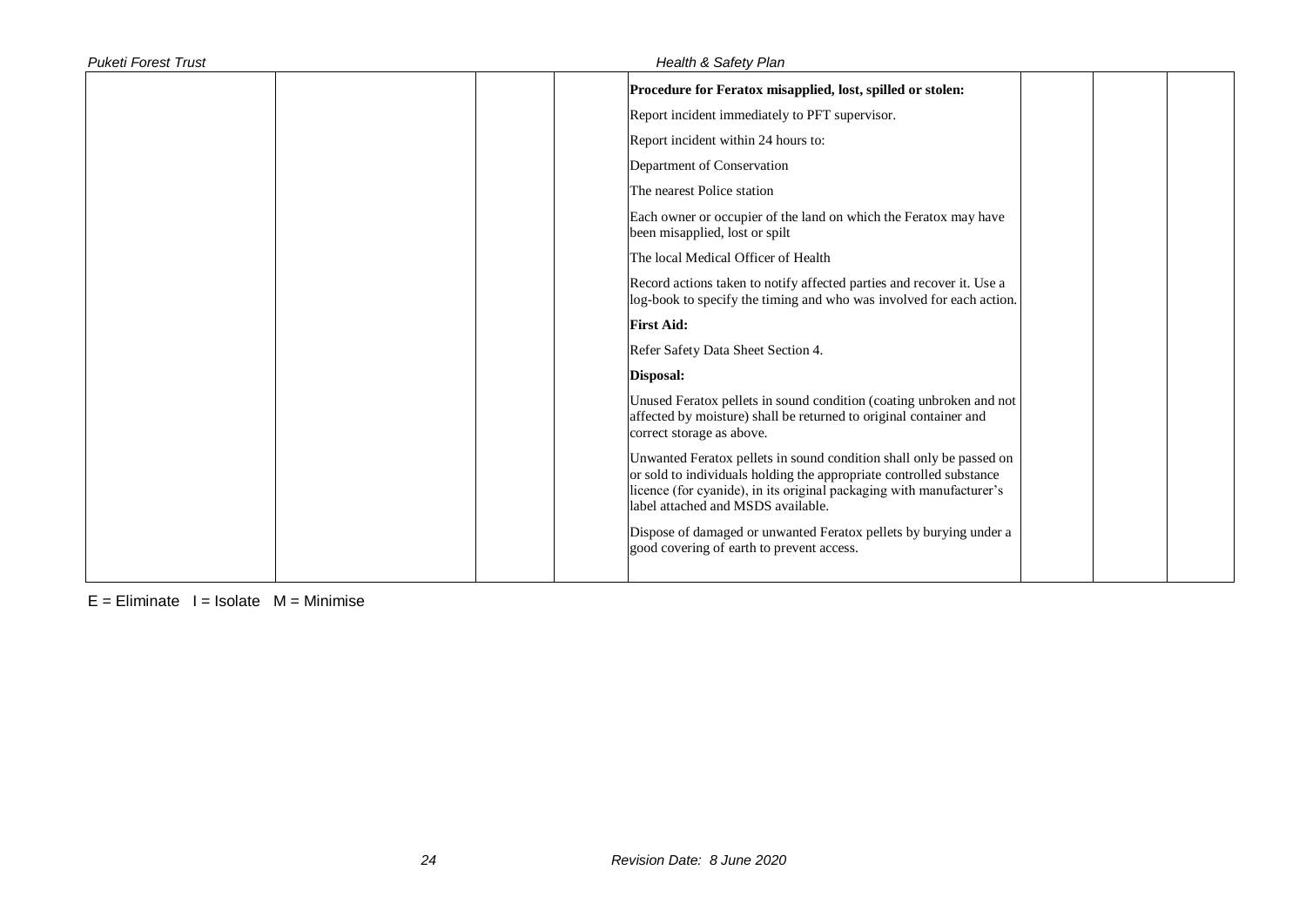| | | | | | | | |
|---|---|---|---|---|---|---|---|
| | | | | **Procedure for Feratox misapplied, lost, spilled or stolen:**<br><br>Report incident immediately to PFT supervisor.<br><br>Report incident within 24 hours to:<br><br>Department of Conservation<br><br>The nearest Police station<br><br>Each owner or occupier of the land on which the Feratox may have been misapplied, lost or spilt<br><br>The local Medical Officer of Health<br><br>Record actions taken to notify affected parties and recover it. Use a log-book to specify the timing and who was involved for each action.<br><br>**First Aid:**<br><br>Refer Safety Data Sheet Section 4.<br><br>**Disposal:**<br><br>Unused Feratox pellets in sound condition (coating unbroken and not affected by moisture) shall be returned to original container and correct storage as above.<br><br>Unwanted Feratox pellets in sound condition shall only be passed on or sold to individuals holding the appropriate controlled substance licence (for cyanide), in its original packaging with manufacturer's label attached and MSDS available.<br><br>Dispose of damaged or unwanted Feratox pellets by burying under a good covering of earth to prevent access. | | | |

E = Eliminate I = Isolate M = Minimise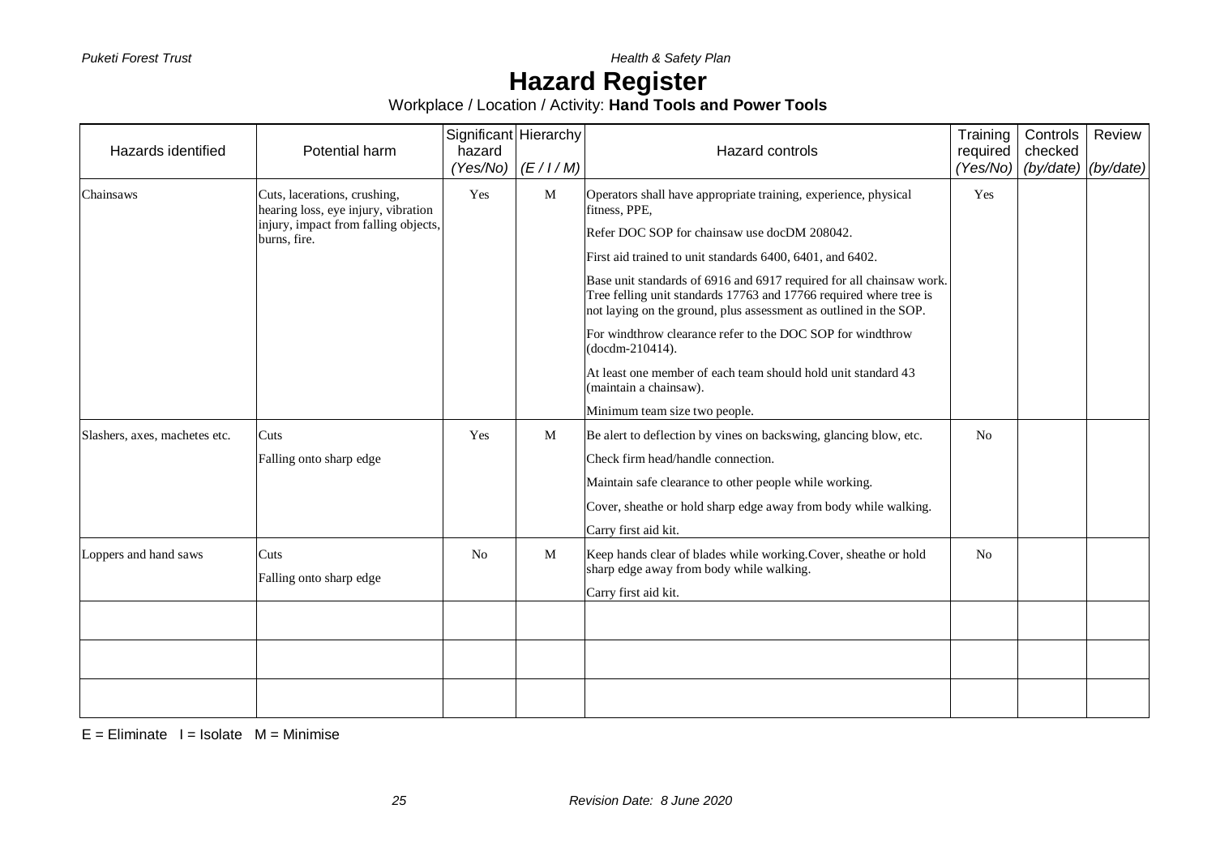# Hazard Register

Workplace / Location / Activity: **Hand Tools and Power Tools**

| Hazards identified | Potential harm | Significant hazard *(Yes/No)* | Hierarchy *(E / I / M)* | Hazard controls | Training required *(Yes/No)* | Controls checked *(by/date)* | Review *(by/date)* |
|---|---|---|---|---|---|---|---|
| Chainsaws | Cuts, lacerations, crushing, hearing loss, eye injury, vibration injury, impact from falling objects, burns, fire. | Yes | M | Operators shall have appropriate training, experience, physical fitness, PPE,<br><br>Refer DOC SOP for chainsaw use docDM 208042.<br><br>First aid trained to unit standards 6400, 6401, and 6402.<br><br>Base unit standards of 6916 and 6917 required for all chainsaw work. Tree felling unit standards 17763 and 17766 required where tree is not laying on the ground, plus assessment as outlined in the SOP.<br><br>For windthrow clearance refer to the DOC SOP for windthrow (docdm-210414).<br><br>At least one member of each team should hold unit standard 43 (maintain a chainsaw).<br><br>Minimum team size two people. | Yes | | |
| Slashers, axes, machetes etc. | Cuts<br><br>Falling onto sharp edge | Yes | M | Be alert to deflection by vines on backswing, glancing blow, etc.<br><br>Check firm head/handle connection.<br><br>Maintain safe clearance to other people while working.<br><br>Cover, sheathe or hold sharp edge away from body while walking.<br><br>Carry first aid kit. | No | | |
| Loppers and hand saws | Cuts<br><br>Falling onto sharp edge | No | M | Keep hands clear of blades while working.Cover, sheathe or hold sharp edge away from body while walking.<br><br>Carry first aid kit. | No | | |
| | | | | | | | |
| | | | | | | | |
| | | | | | | | |

E = Eliminate I = Isolate M = Minimise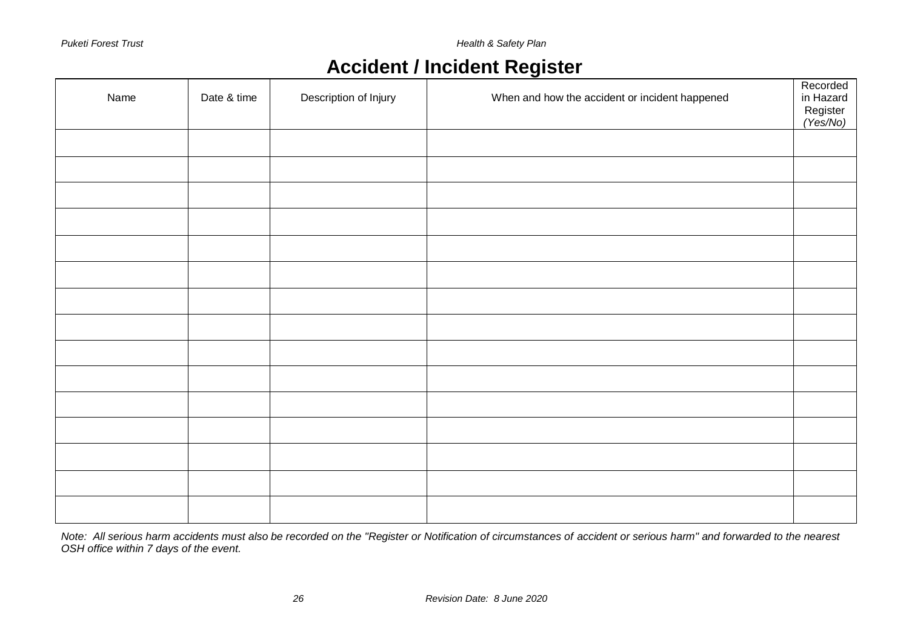# Accident / Incident Register

| Name | Date & time | Description of Injury | When and how the accident or incident happened | Recorded in Hazard Register *(Yes/No)* |
|---|---|---|---|---|
| | | | | |
| | | | | |
| | | | | |
| | | | | |
| | | | | |
| | | | | |
| | | | | |
| | | | | |
| | | | | |
| | | | | |
| | | | | |
| | | | | |
| | | | | |
| | | | | |
| | | | | |

*Note: All serious harm accidents must also be recorded on the "Register or Notification of circumstances of accident or serious harm" and forwarded to the nearest OSH office within 7 days of the event.*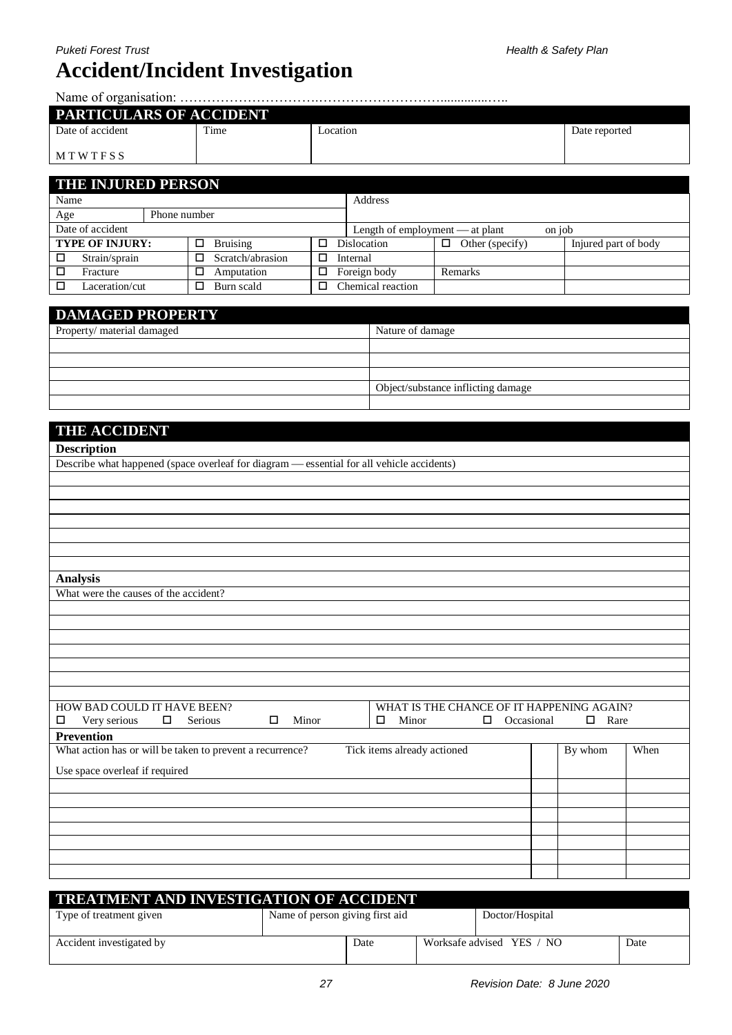# Accident/Incident Investigation

Name of organisation: ……………………………………………………………..............…..

## PARTICULARS OF ACCIDENT

| Date of accident | Time | Location | Date reported |
|---|---|---|---|
| M T W T F S S | | | |

## THE INJURED PERSON

| Name | | | Address | | |
|---|---|---|---|---|---|
| Age | Phone number | | | | |
| Date of accident | | | Length of employment — at plant | on job | |
| **TYPE OF INJURY:** | ☐ Bruising | ☐ Dislocation | ☐ Other (specify) | Injured part of body | |
| ☐ Strain/sprain | ☐ Scratch/abrasion | ☐ Internal | | | |
| ☐ Fracture | ☐ Amputation | ☐ Foreign body | Remarks | | |
| ☐ Laceration/cut | ☐ Burn scald | ☐ Chemical reaction | | | |

## DAMAGED PROPERTY

| Property/ material damaged | Nature of damage |
|---|---|
| | |
| | |
| | |
| | Object/substance inflicting damage |
| | |

## THE ACCIDENT

**Description**

Describe what happened (space overleaf for diagram — essential for all vehicle accidents)

**Analysis**

What were the causes of the accident?

| HOW BAD COULD IT HAVE BEEN? | WHAT IS THE CHANCE OF IT HAPPENING AGAIN? |
|---|---|
| ☐ Very serious ☐ Serious ☐ Minor | ☐ Minor ☐ Occasional ☐ Rare |

**Prevention**

| What action has or will be taken to prevent a recurrence? Tick items already actioned<br>Use space overleaf if required | | By whom | When |
|---|---|---|---|
| | | | |
| | | | |
| | | | |
| | | | |
| | | | |
| | | | |
| | | | |

## TREATMENT AND INVESTIGATION OF ACCIDENT

| Type of treatment given | Name of person giving first aid | | Doctor/Hospital | |
|---|---|---|---|---|
| Accident investigated by | | Date | Worksafe advised YES / NO | Date |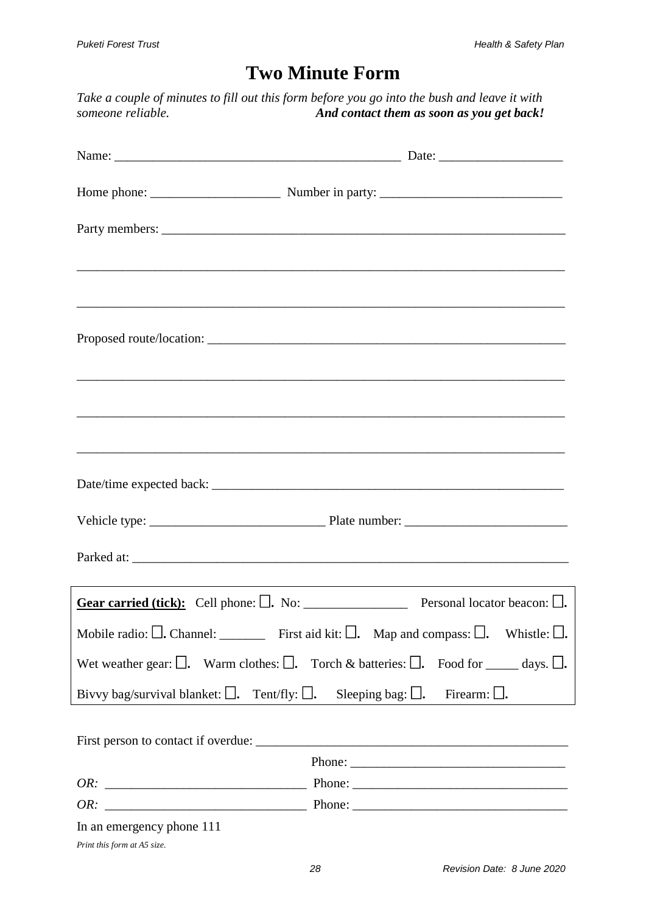# Two Minute Form

*Take a couple of minutes to fill out this form before you go into the bush and leave it with someone reliable.* ***And contact them as soon as you get back!***

Name: ____________________________________________ Date: ___________________

Home phone: ____________________ Number in party: ____________________________

Party members: _________________________________________________________________

___________________________________________________________________________

___________________________________________________________________________

Proposed route/location: ___________________________________________________________

___________________________________________________________________________

___________________________________________________________________________

___________________________________________________________________________

Date/time expected back: __________________________________________________________

Vehicle type: ___________________________ Plate number: _________________________

Parked at: _____________________________________________________________________

**Gear carried (tick):** Cell phone: ☐. No: ________________ Personal locator beacon: ☐.

Mobile radio: ☐. Channel: _______ First aid kit: ☐. Map and compass: ☐. Whistle: ☐.

Wet weather gear: ☐. Warm clothes: ☐. Torch & batteries: ☐. Food for _____ days. ☐.

Bivvy bag/survival blanket: ☐. Tent/fly: ☐. Sleeping bag: ☐. Firearm: ☐.

First person to contact if overdue: __________________________________________________

Phone: _________________________________

*OR:* _______________________________ Phone: _________________________________

*OR:* _______________________________ Phone: _________________________________

In an emergency phone 111

*Print this form at A5 size.*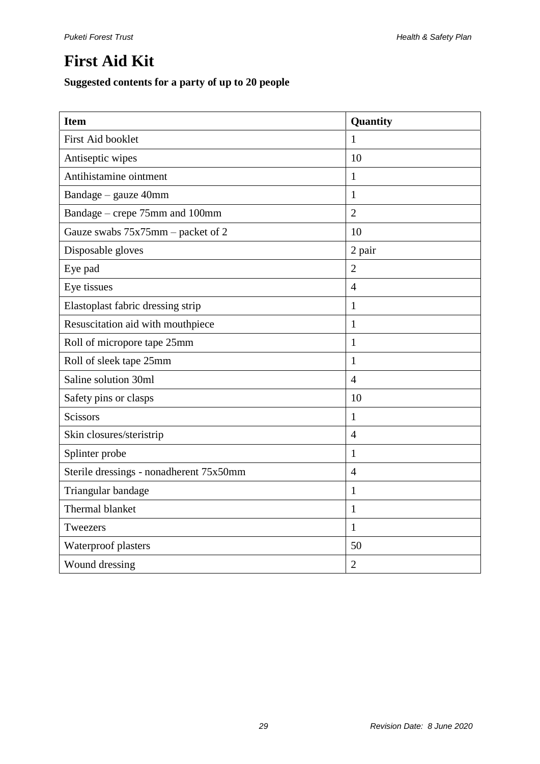# First Aid Kit

**Suggested contents for a party of up to 20 people**

| Item | Quantity |
|---|---|
| First Aid booklet | 1 |
| Antiseptic wipes | 10 |
| Antihistamine ointment | 1 |
| Bandage – gauze 40mm | 1 |
| Bandage – crepe 75mm and 100mm | 2 |
| Gauze swabs 75x75mm – packet of 2 | 10 |
| Disposable gloves | 2 pair |
| Eye pad | 2 |
| Eye tissues | 4 |
| Elastoplast fabric dressing strip | 1 |
| Resuscitation aid with mouthpiece | 1 |
| Roll of micropore tape 25mm | 1 |
| Roll of sleek tape 25mm | 1 |
| Saline solution 30ml | 4 |
| Safety pins or clasps | 10 |
| Scissors | 1 |
| Skin closures/steristrip | 4 |
| Splinter probe | 1 |
| Sterile dressings - nonadherent 75x50mm | 4 |
| Triangular bandage | 1 |
| Thermal blanket | 1 |
| Tweezers | 1 |
| Waterproof plasters | 50 |
| Wound dressing | 2 |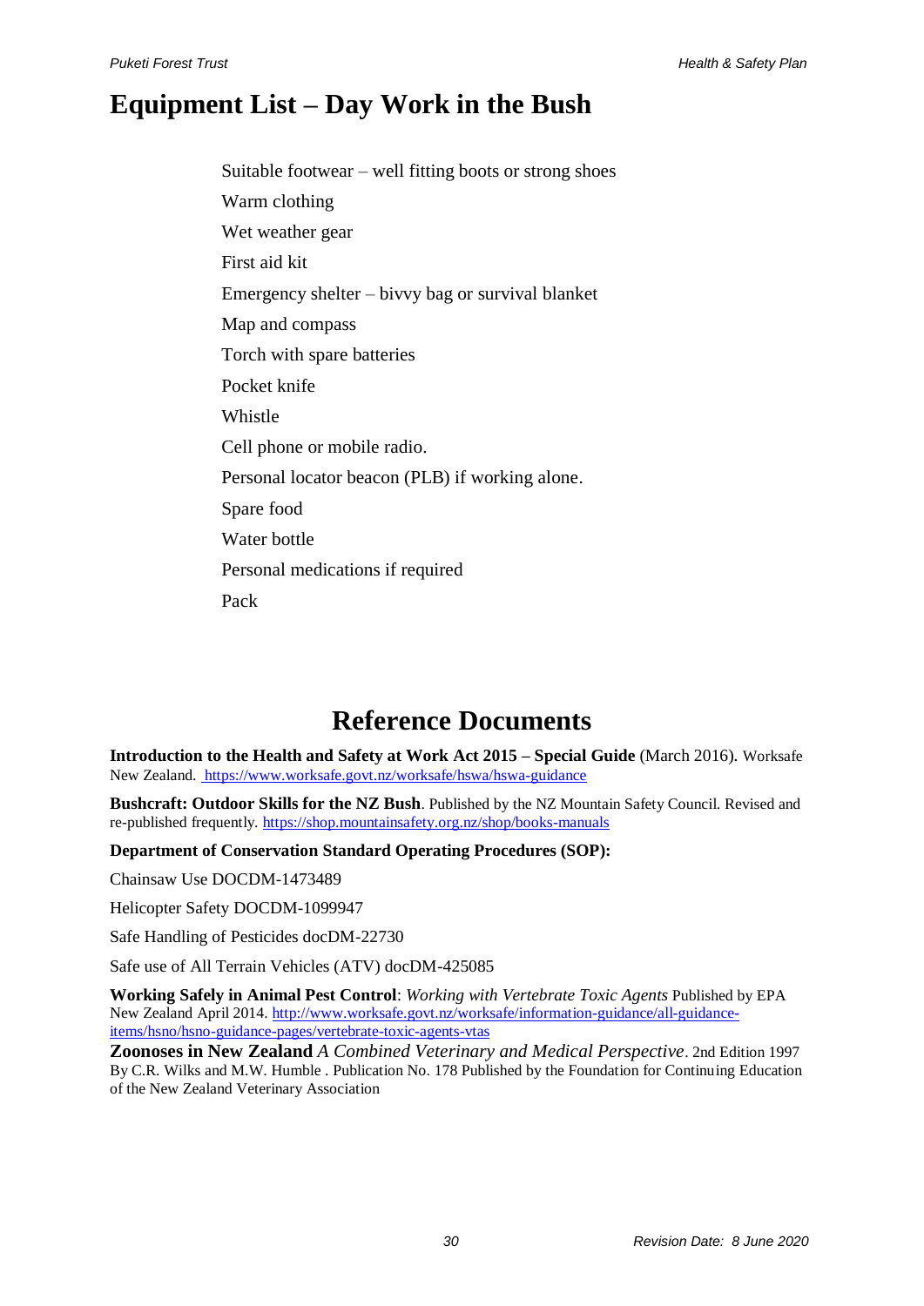# Equipment List – Day Work in the Bush

- Suitable footwear – well fitting boots or strong shoes
- Warm clothing
- Wet weather gear
- First aid kit
- Emergency shelter – bivvy bag or survival blanket
- Map and compass
- Torch with spare batteries
- Pocket knife
- Whistle
- Cell phone or mobile radio.
- Personal locator beacon (PLB) if working alone.
- Spare food
- Water bottle
- Personal medications if required
- Pack

# Reference Documents

**Introduction to the Health and Safety at Work Act 2015 – Special Guide** (March 2016). Worksafe New Zealand. https://www.worksafe.govt.nz/worksafe/hswa/hswa-guidance

**Bushcraft: Outdoor Skills for the NZ Bush**. Published by the NZ Mountain Safety Council. Revised and re-published frequently. https://shop.mountainsafety.org.nz/shop/books-manuals

**Department of Conservation Standard Operating Procedures (SOP):**

Chainsaw Use DOCDM-1473489

Helicopter Safety DOCDM-1099947

Safe Handling of Pesticides docDM-22730

Safe use of All Terrain Vehicles (ATV) docDM-425085

**Working Safely in Animal Pest Control**: *Working with Vertebrate Toxic Agents* Published by EPA New Zealand April 2014. http://www.worksafe.govt.nz/worksafe/information-guidance/all-guidance-items/hsno/hsno-guidance-pages/vertebrate-toxic-agents-vtas

**Zoonoses in New Zealand** *A Combined Veterinary and Medical Perspective*. 2nd Edition 1997 By C.R. Wilks and M.W. Humble . Publication No. 178 Published by the Foundation for Continuing Education of the New Zealand Veterinary Association